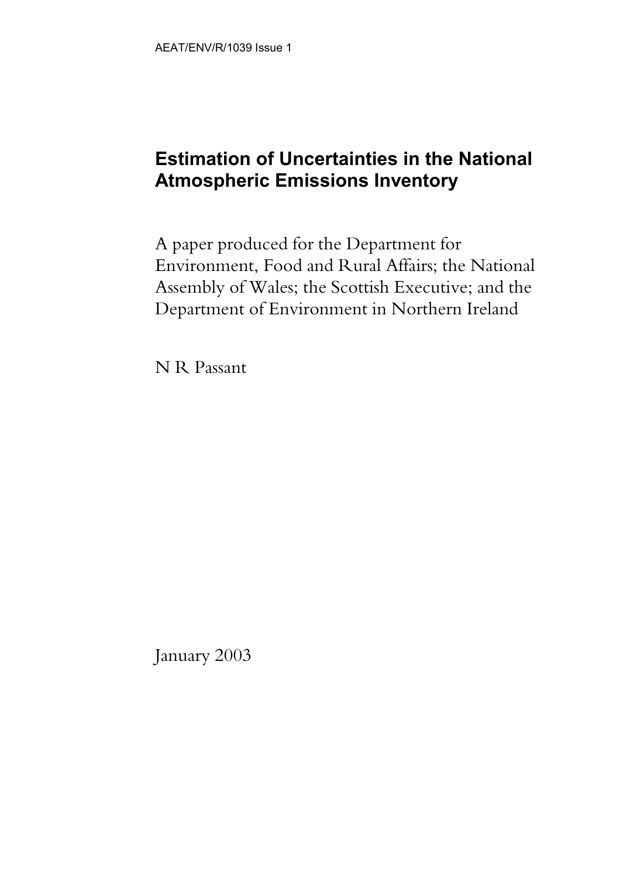AEAT/ENV/R/1039 Issue 1

# Estimation of Uncertainties in the National Atmospheric Emissions Inventory

A paper produced for the Department for Environment, Food and Rural Affairs; the National Assembly of Wales; the Scottish Executive; and the Department of Environment in Northern Ireland

N R Passant

January 2003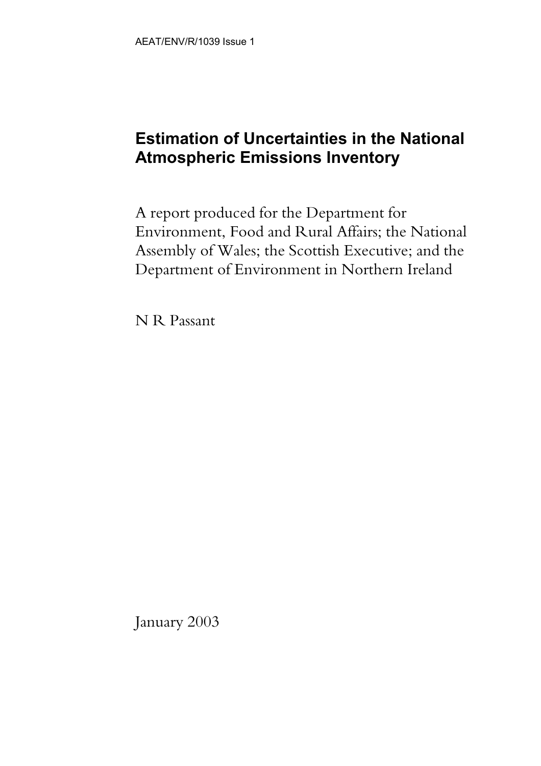AEAT/ENV/R/1039 Issue 1

# Estimation of Uncertainties in the National Atmospheric Emissions Inventory

A report produced for the Department for Environment, Food and Rural Affairs; the National Assembly of Wales; the Scottish Executive; and the Department of Environment in Northern Ireland

N R Passant

January 2003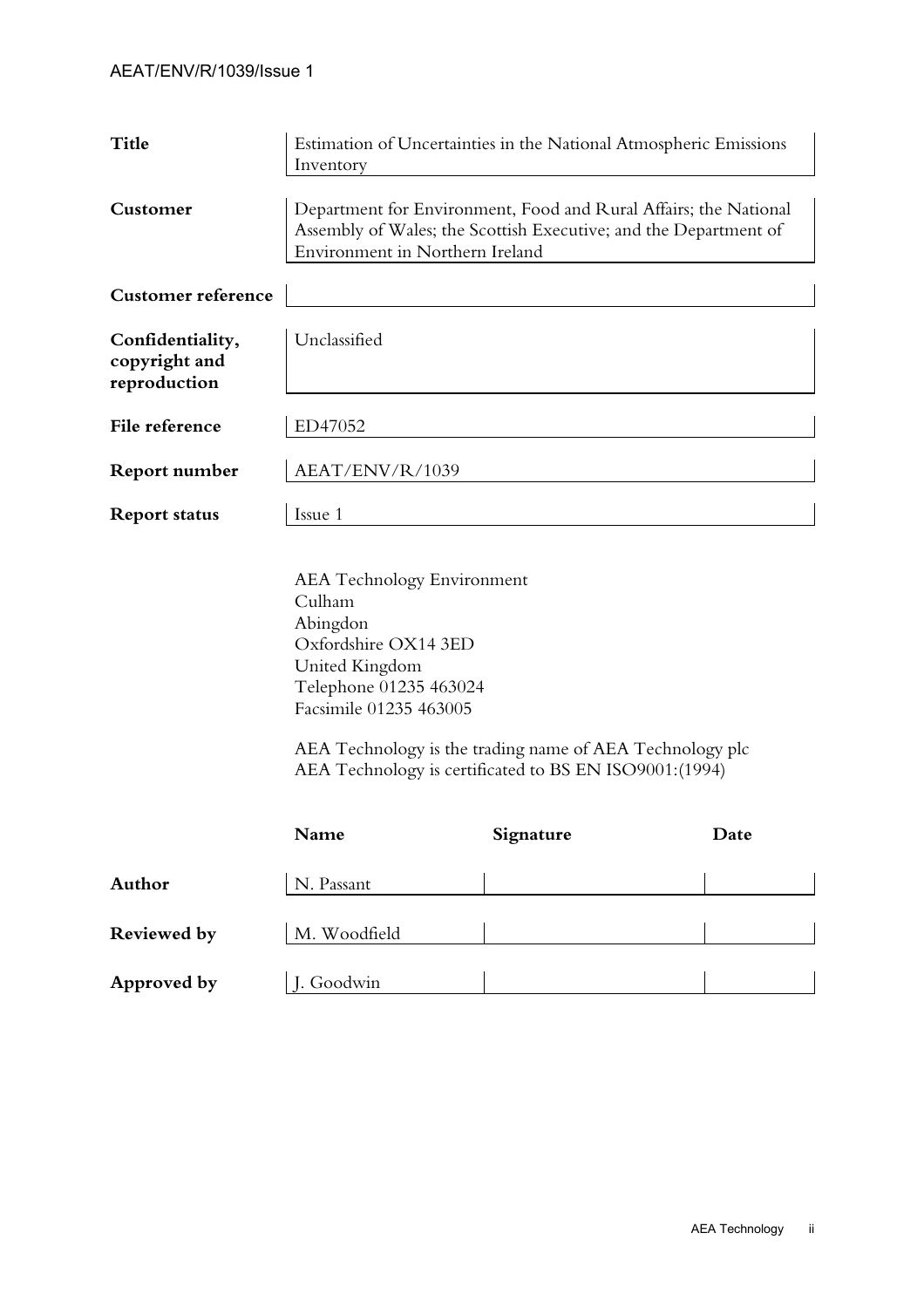| | |
|---|---|
| **Title** | Estimation of Uncertainties in the National Atmospheric Emissions Inventory |
| **Customer** | Department for Environment, Food and Rural Affairs; the National Assembly of Wales; the Scottish Executive; and the Department of Environment in Northern Ireland |
| **Customer reference** | |
| **Confidentiality, copyright and reproduction** | Unclassified |
| **File reference** | ED47052 |
| **Report number** | AEAT/ENV/R/1039 |
| **Report status** | Issue 1 |

AEA Technology Environment
Culham
Abingdon
Oxfordshire OX14 3ED
United Kingdom
Telephone 01235 463024
Facsimile 01235 463005

AEA Technology is the trading name of AEA Technology plc
AEA Technology is certificated to BS EN ISO9001:(1994)

| | Name | Signature | Date |
|---|---|---|---|
| **Author** | N. Passant | | |
| **Reviewed by** | M. Woodfield | | |
| **Approved by** | J. Goodwin | | |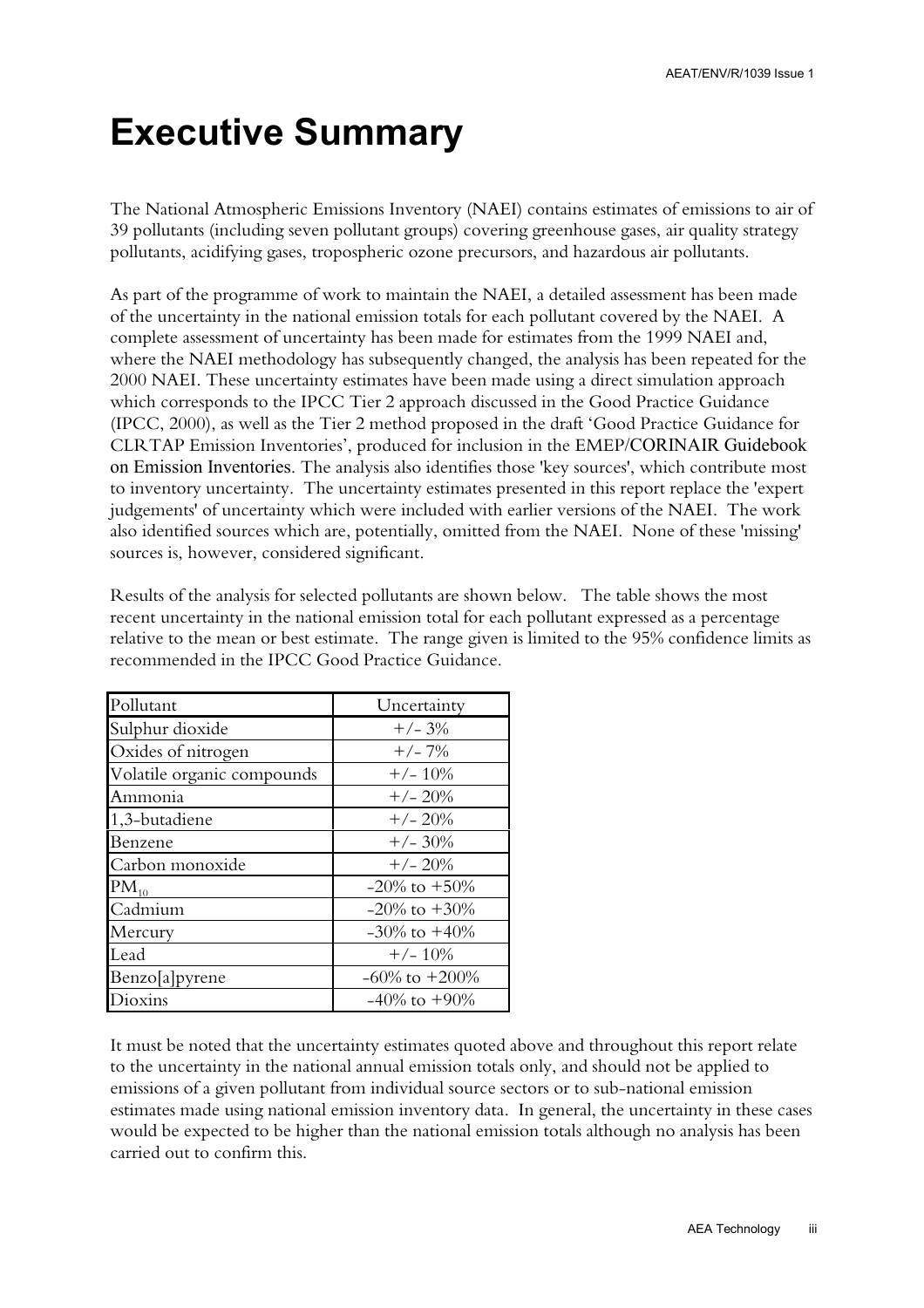# Executive Summary

The National Atmospheric Emissions Inventory (NAEI) contains estimates of emissions to air of 39 pollutants (including seven pollutant groups) covering greenhouse gases, air quality strategy pollutants, acidifying gases, tropospheric ozone precursors, and hazardous air pollutants.

As part of the programme of work to maintain the NAEI, a detailed assessment has been made of the uncertainty in the national emission totals for each pollutant covered by the NAEI. A complete assessment of uncertainty has been made for estimates from the 1999 NAEI and, where the NAEI methodology has subsequently changed, the analysis has been repeated for the 2000 NAEI. These uncertainty estimates have been made using a direct simulation approach which corresponds to the IPCC Tier 2 approach discussed in the Good Practice Guidance (IPCC, 2000), as well as the Tier 2 method proposed in the draft 'Good Practice Guidance for CLRTAP Emission Inventories', produced for inclusion in the EMEP/CORINAIR Guidebook on Emission Inventories. The analysis also identifies those 'key sources', which contribute most to inventory uncertainty. The uncertainty estimates presented in this report replace the 'expert judgements' of uncertainty which were included with earlier versions of the NAEI. The work also identified sources which are, potentially, omitted from the NAEI. None of these 'missing' sources is, however, considered significant.

Results of the analysis for selected pollutants are shown below. The table shows the most recent uncertainty in the national emission total for each pollutant expressed as a percentage relative to the mean or best estimate. The range given is limited to the 95% confidence limits as recommended in the IPCC Good Practice Guidance.

| Pollutant | Uncertainty |
|---|---|
| Sulphur dioxide | +/- 3% |
| Oxides of nitrogen | +/- 7% |
| Volatile organic compounds | +/- 10% |
| Ammonia | +/- 20% |
| 1,3-butadiene | +/- 20% |
| Benzene | +/- 30% |
| Carbon monoxide | +/- 20% |
| $PM_{10}$ | -20% to +50% |
| Cadmium | -20% to +30% |
| Mercury | -30% to +40% |
| Lead | +/- 10% |
| Benzo[a]pyrene | -60% to +200% |
| Dioxins | -40% to +90% |

It must be noted that the uncertainty estimates quoted above and throughout this report relate to the uncertainty in the national annual emission totals only, and should not be applied to emissions of a given pollutant from individual source sectors or to sub-national emission estimates made using national emission inventory data. In general, the uncertainty in these cases would be expected to be higher than the national emission totals although no analysis has been carried out to confirm this.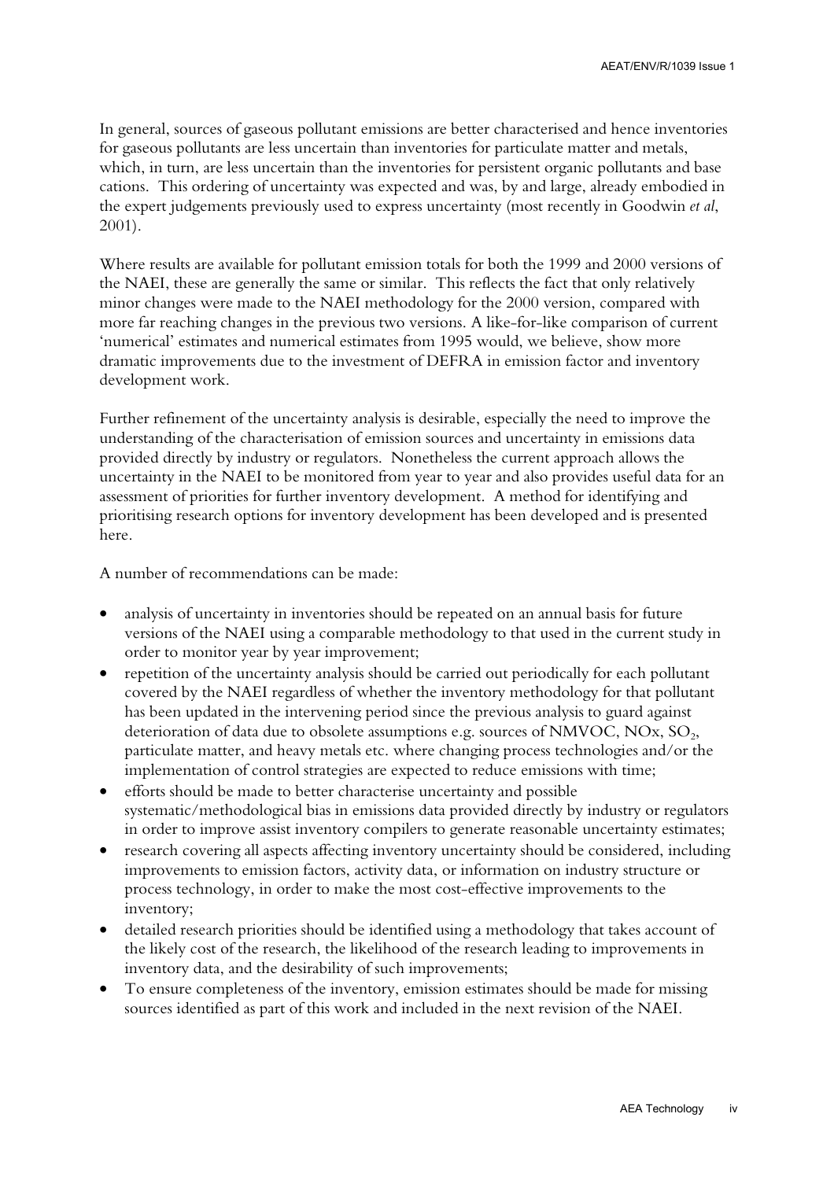In general, sources of gaseous pollutant emissions are better characterised and hence inventories for gaseous pollutants are less uncertain than inventories for particulate matter and metals, which, in turn, are less uncertain than the inventories for persistent organic pollutants and base cations. This ordering of uncertainty was expected and was, by and large, already embodied in the expert judgements previously used to express uncertainty (most recently in Goodwin *et al*, 2001).

Where results are available for pollutant emission totals for both the 1999 and 2000 versions of the NAEI, these are generally the same or similar. This reflects the fact that only relatively minor changes were made to the NAEI methodology for the 2000 version, compared with more far reaching changes in the previous two versions. A like-for-like comparison of current 'numerical' estimates and numerical estimates from 1995 would, we believe, show more dramatic improvements due to the investment of DEFRA in emission factor and inventory development work.

Further refinement of the uncertainty analysis is desirable, especially the need to improve the understanding of the characterisation of emission sources and uncertainty in emissions data provided directly by industry or regulators. Nonetheless the current approach allows the uncertainty in the NAEI to be monitored from year to year and also provides useful data for an assessment of priorities for further inventory development. A method for identifying and prioritising research options for inventory development has been developed and is presented here.

A number of recommendations can be made:

- analysis of uncertainty in inventories should be repeated on an annual basis for future versions of the NAEI using a comparable methodology to that used in the current study in order to monitor year by year improvement;
- repetition of the uncertainty analysis should be carried out periodically for each pollutant covered by the NAEI regardless of whether the inventory methodology for that pollutant has been updated in the intervening period since the previous analysis to guard against deterioration of data due to obsolete assumptions e.g. sources of NMVOC, NOx, $SO_2$, particulate matter, and heavy metals etc. where changing process technologies and/or the implementation of control strategies are expected to reduce emissions with time;
- efforts should be made to better characterise uncertainty and possible systematic/methodological bias in emissions data provided directly by industry or regulators in order to improve assist inventory compilers to generate reasonable uncertainty estimates;
- research covering all aspects affecting inventory uncertainty should be considered, including improvements to emission factors, activity data, or information on industry structure or process technology, in order to make the most cost-effective improvements to the inventory;
- detailed research priorities should be identified using a methodology that takes account of the likely cost of the research, the likelihood of the research leading to improvements in inventory data, and the desirability of such improvements;
- To ensure completeness of the inventory, emission estimates should be made for missing sources identified as part of this work and included in the next revision of the NAEI.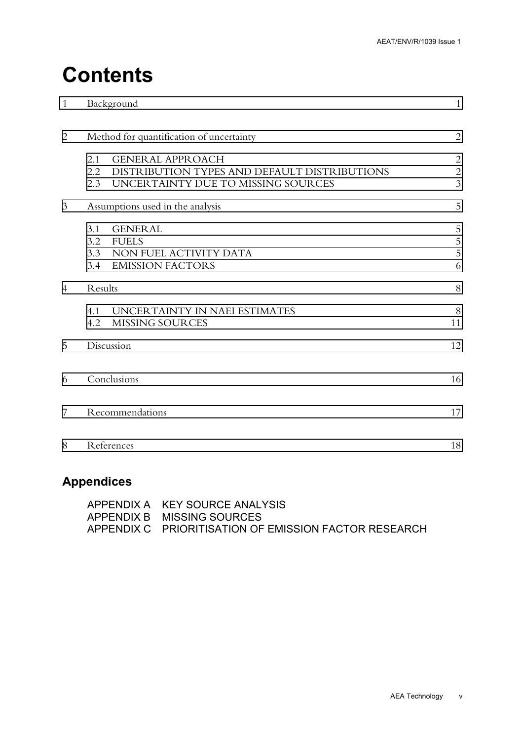# Contents

| | | |
|---|---|---|
| 1 | Background | 1 |
| 2 | Method for quantification of uncertainty | 2 |
| | 2.1 GENERAL APPROACH | 2 |
| | 2.2 DISTRIBUTION TYPES AND DEFAULT DISTRIBUTIONS | 2 |
| | 2.3 UNCERTAINTY DUE TO MISSING SOURCES | 3 |
| 3 | Assumptions used in the analysis | 5 |
| | 3.1 GENERAL | 5 |
| | 3.2 FUELS | 5 |
| | 3.3 NON FUEL ACTIVITY DATA | 5 |
| | 3.4 EMISSION FACTORS | 6 |
| 4 | Results | 8 |
| | 4.1 UNCERTAINTY IN NAEI ESTIMATES | 8 |
| | 4.2 MISSING SOURCES | 11 |
| 5 | Discussion | 12 |
| 6 | Conclusions | 16 |
| 7 | Recommendations | 17 |
| 8 | References | 18 |

## Appendices

APPENDIX A KEY SOURCE ANALYSIS
APPENDIX B MISSING SOURCES
APPENDIX C PRIORITISATION OF EMISSION FACTOR RESEARCH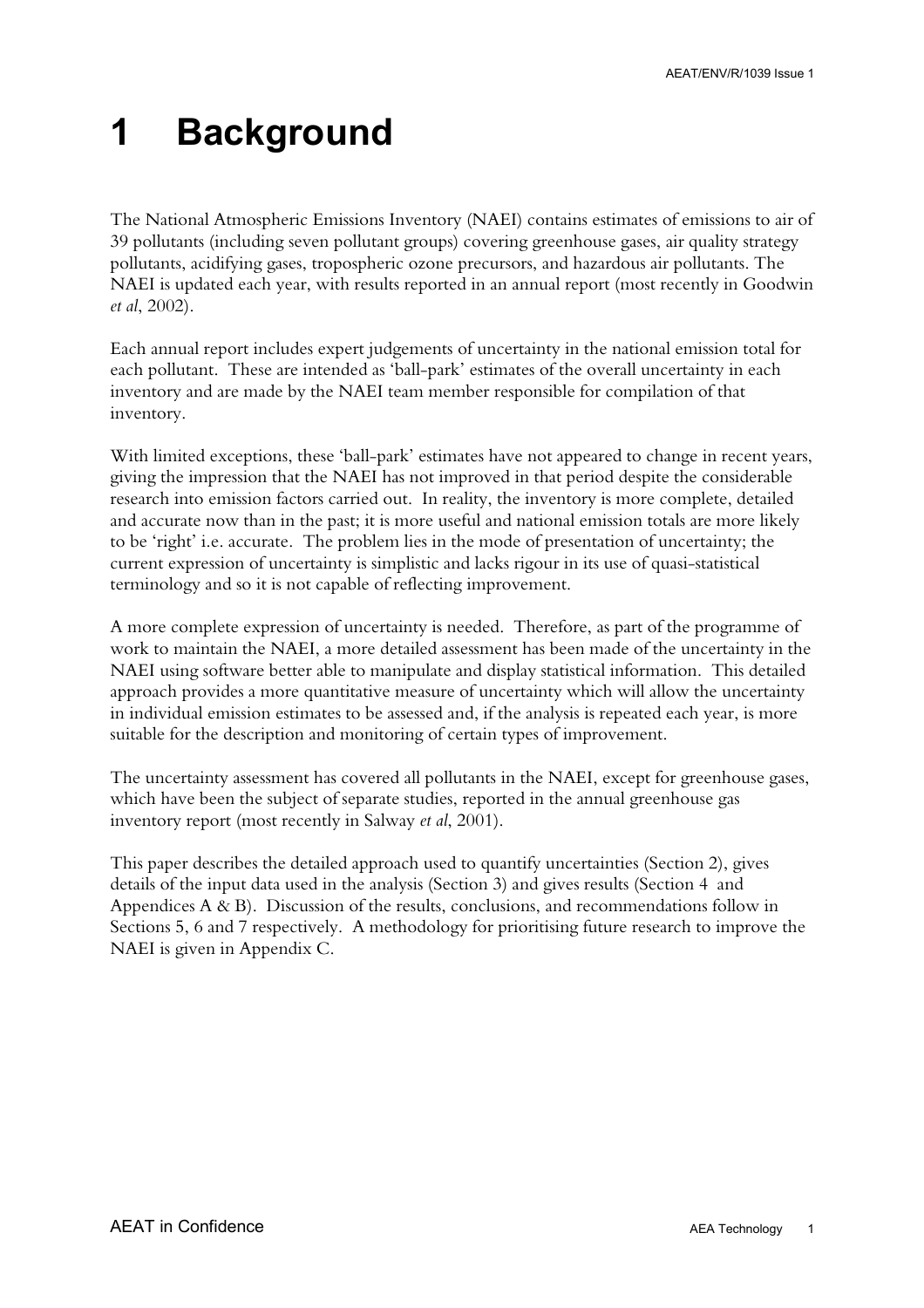# 1 Background

The National Atmospheric Emissions Inventory (NAEI) contains estimates of emissions to air of 39 pollutants (including seven pollutant groups) covering greenhouse gases, air quality strategy pollutants, acidifying gases, tropospheric ozone precursors, and hazardous air pollutants. The NAEI is updated each year, with results reported in an annual report (most recently in Goodwin *et al*, 2002).

Each annual report includes expert judgements of uncertainty in the national emission total for each pollutant. These are intended as 'ball-park' estimates of the overall uncertainty in each inventory and are made by the NAEI team member responsible for compilation of that inventory.

With limited exceptions, these 'ball-park' estimates have not appeared to change in recent years, giving the impression that the NAEI has not improved in that period despite the considerable research into emission factors carried out. In reality, the inventory is more complete, detailed and accurate now than in the past; it is more useful and national emission totals are more likely to be 'right' i.e. accurate. The problem lies in the mode of presentation of uncertainty; the current expression of uncertainty is simplistic and lacks rigour in its use of quasi-statistical terminology and so it is not capable of reflecting improvement.

A more complete expression of uncertainty is needed. Therefore, as part of the programme of work to maintain the NAEI, a more detailed assessment has been made of the uncertainty in the NAEI using software better able to manipulate and display statistical information. This detailed approach provides a more quantitative measure of uncertainty which will allow the uncertainty in individual emission estimates to be assessed and, if the analysis is repeated each year, is more suitable for the description and monitoring of certain types of improvement.

The uncertainty assessment has covered all pollutants in the NAEI, except for greenhouse gases, which have been the subject of separate studies, reported in the annual greenhouse gas inventory report (most recently in Salway *et al*, 2001).

This paper describes the detailed approach used to quantify uncertainties (Section 2), gives details of the input data used in the analysis (Section 3) and gives results (Section 4 and Appendices A & B). Discussion of the results, conclusions, and recommendations follow in Sections 5, 6 and 7 respectively. A methodology for prioritising future research to improve the NAEI is given in Appendix C.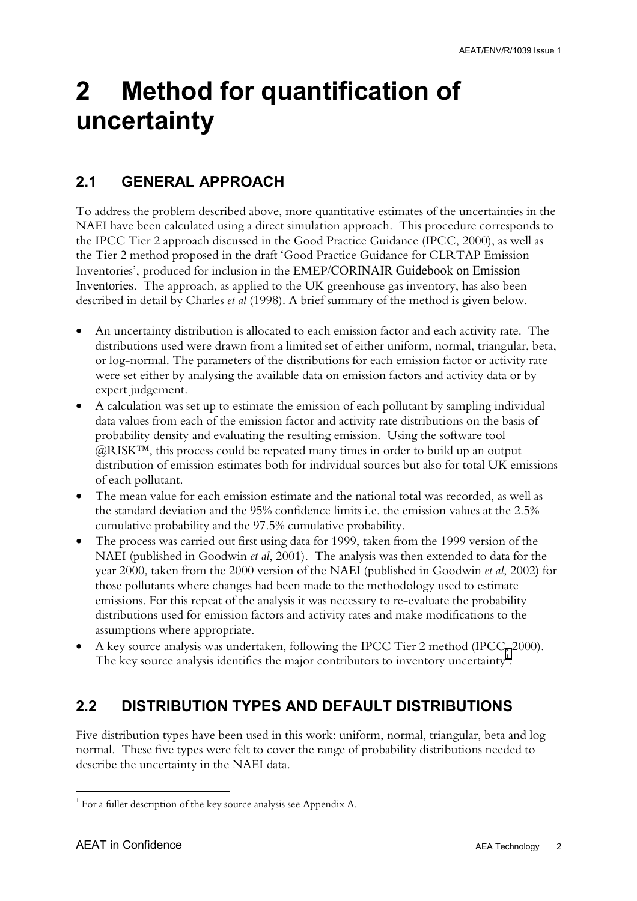# 2 Method for quantification of uncertainty

## 2.1 GENERAL APPROACH

To address the problem described above, more quantitative estimates of the uncertainties in the NAEI have been calculated using a direct simulation approach. This procedure corresponds to the IPCC Tier 2 approach discussed in the Good Practice Guidance (IPCC, 2000), as well as the Tier 2 method proposed in the draft 'Good Practice Guidance for CLRTAP Emission Inventories', produced for inclusion in the EMEP/CORINAIR Guidebook on Emission Inventories. The approach, as applied to the UK greenhouse gas inventory, has also been described in detail by Charles *et al* (1998). A brief summary of the method is given below.

- An uncertainty distribution is allocated to each emission factor and each activity rate. The distributions used were drawn from a limited set of either uniform, normal, triangular, beta, or log-normal. The parameters of the distributions for each emission factor or activity rate were set either by analysing the available data on emission factors and activity data or by expert judgement.
- A calculation was set up to estimate the emission of each pollutant by sampling individual data values from each of the emission factor and activity rate distributions on the basis of probability density and evaluating the resulting emission. Using the software tool @RISK™, this process could be repeated many times in order to build up an output distribution of emission estimates both for individual sources but also for total UK emissions of each pollutant.
- The mean value for each emission estimate and the national total was recorded, as well as the standard deviation and the 95% confidence limits i.e. the emission values at the 2.5% cumulative probability and the 97.5% cumulative probability.
- The process was carried out first using data for 1999, taken from the 1999 version of the NAEI (published in Goodwin *et al*, 2001). The analysis was then extended to data for the year 2000, taken from the 2000 version of the NAEI (published in Goodwin *et al*, 2002) for those pollutants where changes had been made to the methodology used to estimate emissions. For this repeat of the analysis it was necessary to re-evaluate the probability distributions used for emission factors and activity rates and make modifications to the assumptions where appropriate.
- A key source analysis was undertaken, following the IPCC Tier 2 method (IPCC, 2000). The key source analysis identifies the major contributors to inventory uncertainty[1].

## 2.2 DISTRIBUTION TYPES AND DEFAULT DISTRIBUTIONS

Five distribution types have been used in this work: uniform, normal, triangular, beta and log normal. These five types were felt to cover the range of probability distributions needed to describe the uncertainty in the NAEI data.

[1] For a fuller description of the key source analysis see Appendix A.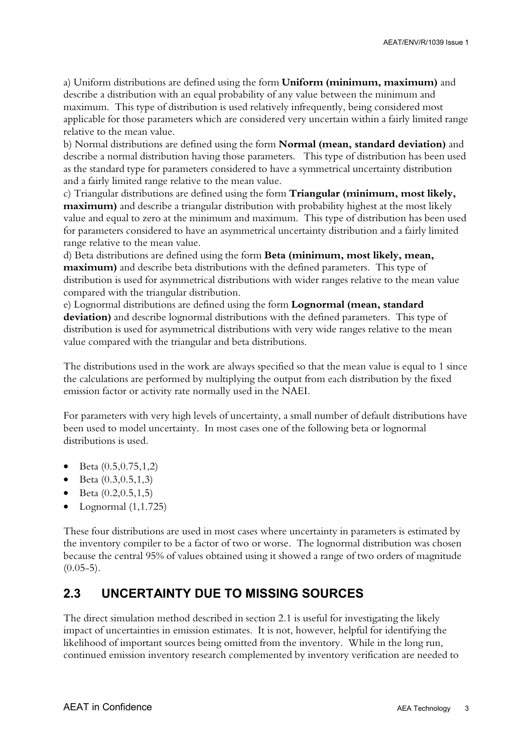a) Uniform distributions are defined using the form **Uniform (minimum, maximum)** and describe a distribution with an equal probability of any value between the minimum and maximum. This type of distribution is used relatively infrequently, being considered most applicable for those parameters which are considered very uncertain within a fairly limited range relative to the mean value.

b) Normal distributions are defined using the form **Normal (mean, standard deviation)** and describe a normal distribution having those parameters. This type of distribution has been used as the standard type for parameters considered to have a symmetrical uncertainty distribution and a fairly limited range relative to the mean value.

c) Triangular distributions are defined using the form **Triangular (minimum, most likely, maximum)** and describe a triangular distribution with probability highest at the most likely value and equal to zero at the minimum and maximum. This type of distribution has been used for parameters considered to have an asymmetrical uncertainty distribution and a fairly limited range relative to the mean value.

d) Beta distributions are defined using the form **Beta (minimum, most likely, mean, maximum)** and describe beta distributions with the defined parameters. This type of distribution is used for asymmetrical distributions with wider ranges relative to the mean value compared with the triangular distribution.

e) Lognormal distributions are defined using the form **Lognormal (mean, standard deviation)** and describe lognormal distributions with the defined parameters. This type of distribution is used for asymmetrical distributions with very wide ranges relative to the mean value compared with the triangular and beta distributions.

The distributions used in the work are always specified so that the mean value is equal to 1 since the calculations are performed by multiplying the output from each distribution by the fixed emission factor or activity rate normally used in the NAEI.

For parameters with very high levels of uncertainty, a small number of default distributions have been used to model uncertainty. In most cases one of the following beta or lognormal distributions is used.

- Beta (0.5,0.75,1,2)
- Beta (0.3,0.5,1,3)
- Beta (0.2,0.5,1,5)
- Lognormal (1,1.725)

These four distributions are used in most cases where uncertainty in parameters is estimated by the inventory compiler to be a factor of two or worse. The lognormal distribution was chosen because the central 95% of values obtained using it showed a range of two orders of magnitude (0.05-5).

## 2.3 UNCERTAINTY DUE TO MISSING SOURCES

The direct simulation method described in section 2.1 is useful for investigating the likely impact of uncertainties in emission estimates. It is not, however, helpful for identifying the likelihood of important sources being omitted from the inventory. While in the long run, continued emission inventory research complemented by inventory verification are needed to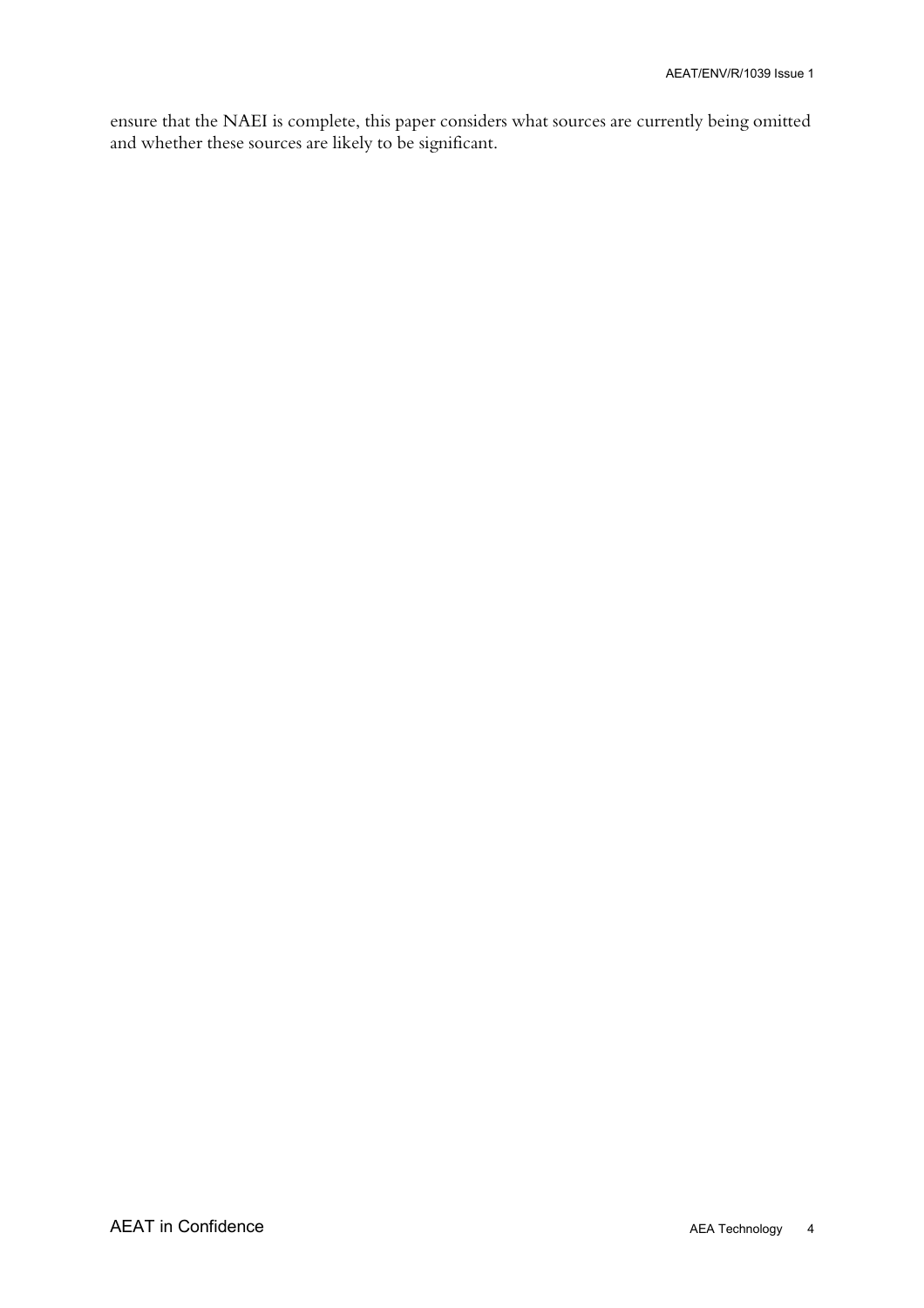ensure that the NAEI is complete, this paper considers what sources are currently being omitted and whether these sources are likely to be significant.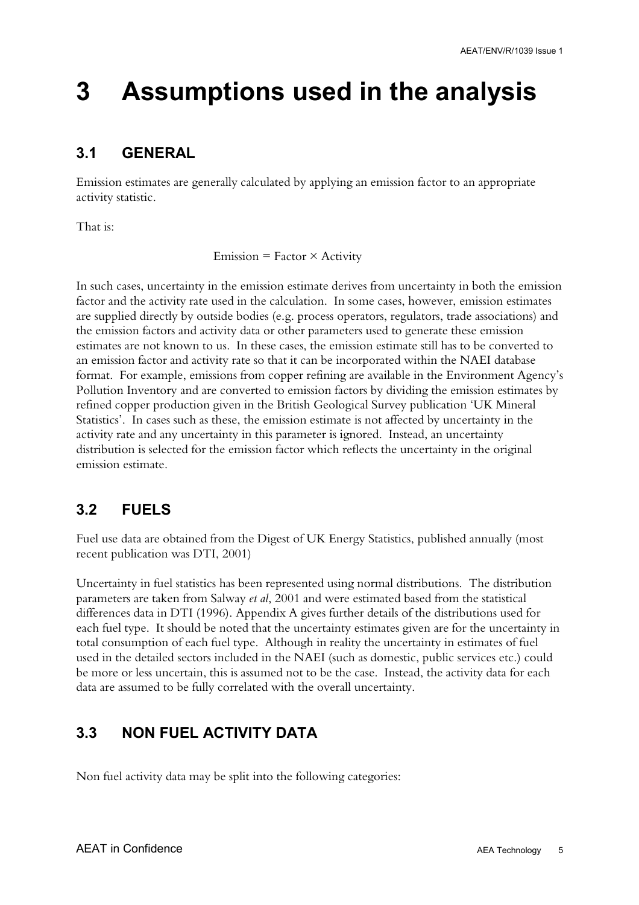# 3 Assumptions used in the analysis

## 3.1 GENERAL

Emission estimates are generally calculated by applying an emission factor to an appropriate activity statistic.

That is:

$$\text{Emission} = \text{Factor} \times \text{Activity}$$

In such cases, uncertainty in the emission estimate derives from uncertainty in both the emission factor and the activity rate used in the calculation. In some cases, however, emission estimates are supplied directly by outside bodies (e.g. process operators, regulators, trade associations) and the emission factors and activity data or other parameters used to generate these emission estimates are not known to us. In these cases, the emission estimate still has to be converted to an emission factor and activity rate so that it can be incorporated within the NAEI database format. For example, emissions from copper refining are available in the Environment Agency's Pollution Inventory and are converted to emission factors by dividing the emission estimates by refined copper production given in the British Geological Survey publication 'UK Mineral Statistics'. In cases such as these, the emission estimate is not affected by uncertainty in the activity rate and any uncertainty in this parameter is ignored. Instead, an uncertainty distribution is selected for the emission factor which reflects the uncertainty in the original emission estimate.

## 3.2 FUELS

Fuel use data are obtained from the Digest of UK Energy Statistics, published annually (most recent publication was DTI, 2001)

Uncertainty in fuel statistics has been represented using normal distributions. The distribution parameters are taken from Salway *et al*, 2001 and were estimated based from the statistical differences data in DTI (1996). Appendix A gives further details of the distributions used for each fuel type. It should be noted that the uncertainty estimates given are for the uncertainty in total consumption of each fuel type. Although in reality the uncertainty in estimates of fuel used in the detailed sectors included in the NAEI (such as domestic, public services etc.) could be more or less uncertain, this is assumed not to be the case. Instead, the activity data for each data are assumed to be fully correlated with the overall uncertainty.

## 3.3 NON FUEL ACTIVITY DATA

Non fuel activity data may be split into the following categories: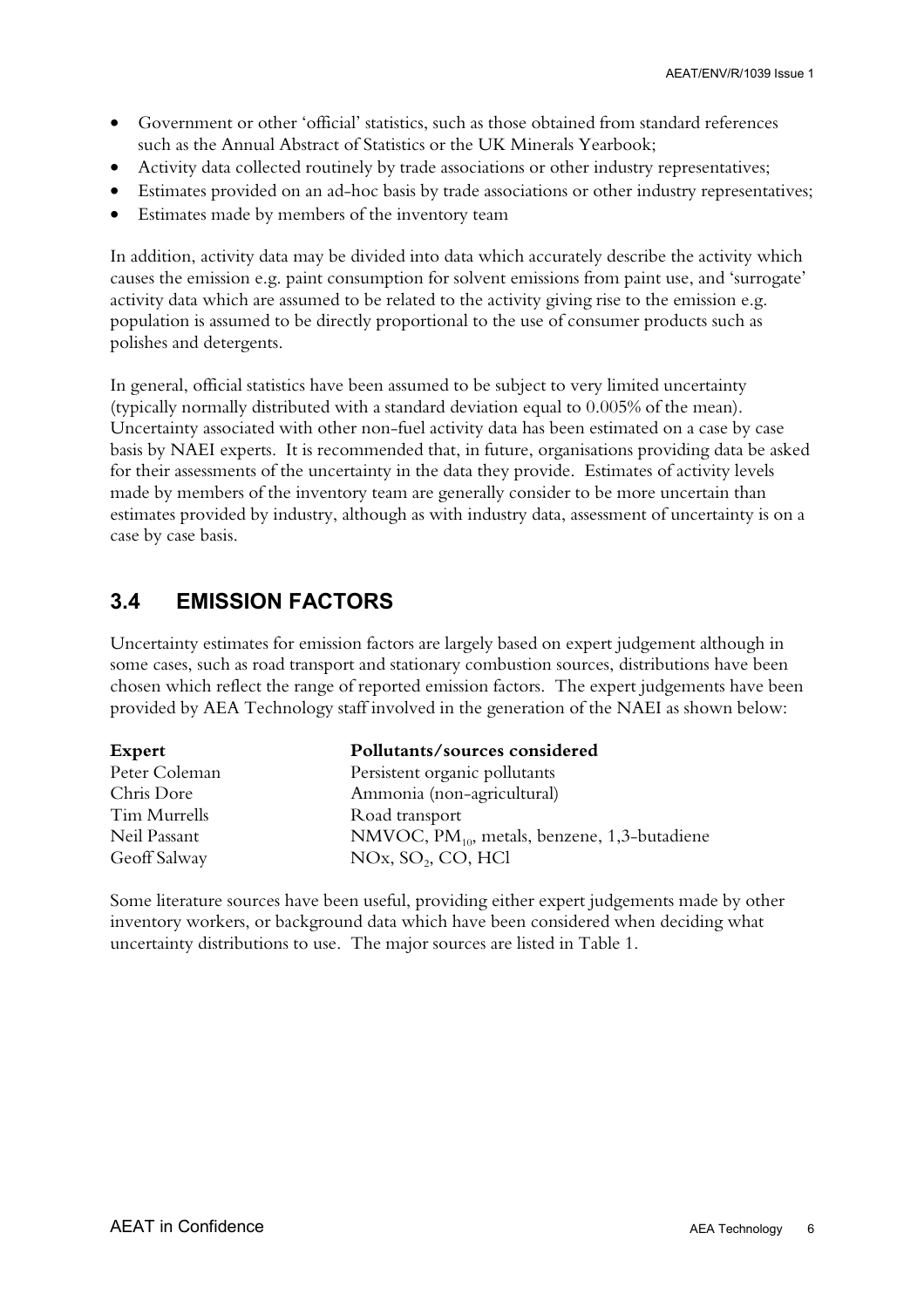- Government or other 'official' statistics, such as those obtained from standard references such as the Annual Abstract of Statistics or the UK Minerals Yearbook;
- Activity data collected routinely by trade associations or other industry representatives;
- Estimates provided on an ad-hoc basis by trade associations or other industry representatives;
- Estimates made by members of the inventory team

In addition, activity data may be divided into data which accurately describe the activity which causes the emission e.g. paint consumption for solvent emissions from paint use, and 'surrogate' activity data which are assumed to be related to the activity giving rise to the emission e.g. population is assumed to be directly proportional to the use of consumer products such as polishes and detergents.

In general, official statistics have been assumed to be subject to very limited uncertainty (typically normally distributed with a standard deviation equal to 0.005% of the mean). Uncertainty associated with other non-fuel activity data has been estimated on a case by case basis by NAEI experts. It is recommended that, in future, organisations providing data be asked for their assessments of the uncertainty in the data they provide. Estimates of activity levels made by members of the inventory team are generally consider to be more uncertain than estimates provided by industry, although as with industry data, assessment of uncertainty is on a case by case basis.

## 3.4 EMISSION FACTORS

Uncertainty estimates for emission factors are largely based on expert judgement although in some cases, such as road transport and stationary combustion sources, distributions have been chosen which reflect the range of reported emission factors. The expert judgements have been provided by AEA Technology staff involved in the generation of the NAEI as shown below:

| **Expert** | **Pollutants/sources considered** |
|---|---|
| Peter Coleman | Persistent organic pollutants |
| Chris Dore | Ammonia (non-agricultural) |
| Tim Murrells | Road transport |
| Neil Passant | NMVOC, $PM_{10}$, metals, benzene, 1,3-butadiene |
| Geoff Salway | NOx, $SO_2$, CO, HCl |

Some literature sources have been useful, providing either expert judgements made by other inventory workers, or background data which have been considered when deciding what uncertainty distributions to use. The major sources are listed in Table 1.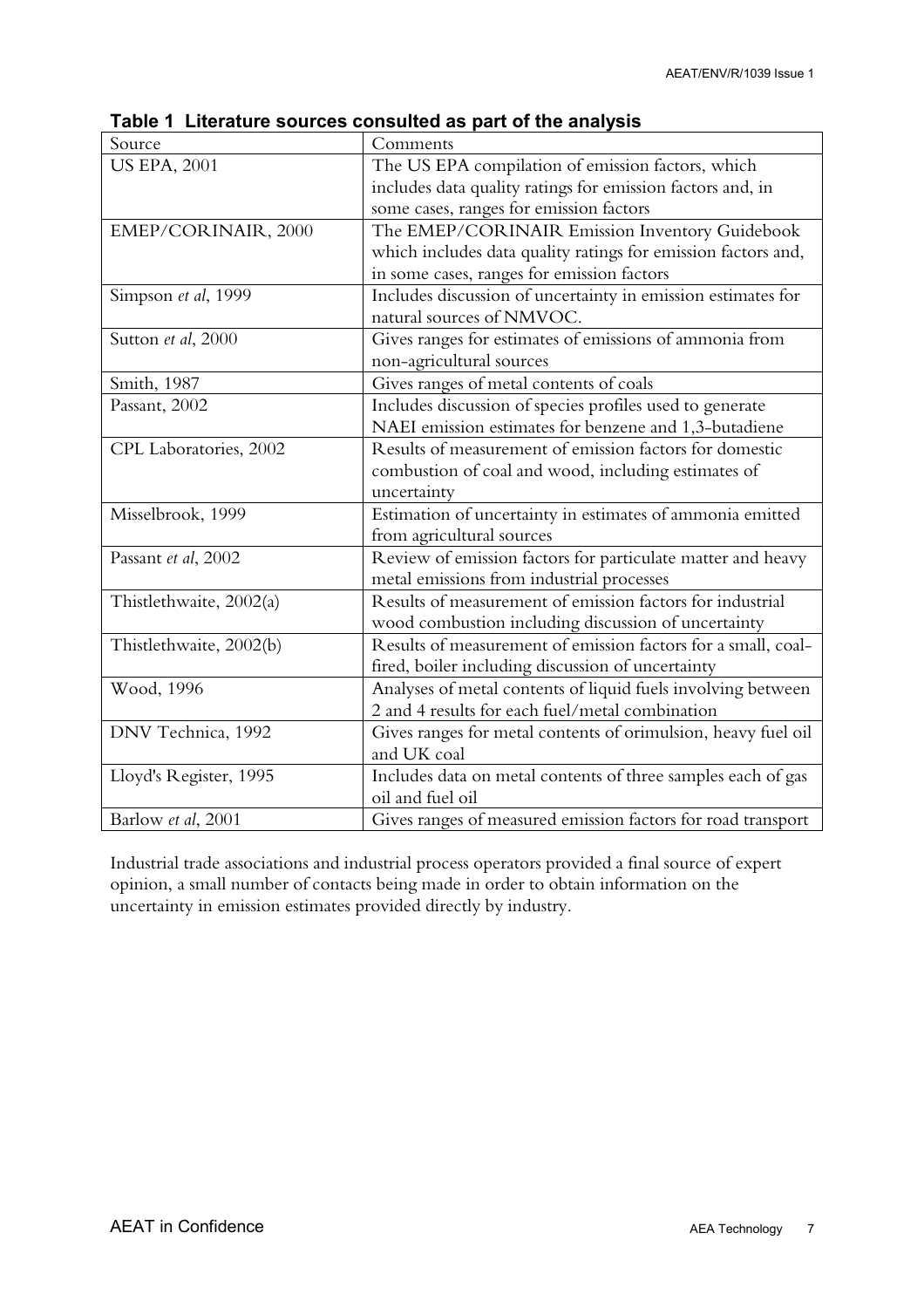**Table 1 Literature sources consulted as part of the analysis**

| Source | Comments |
|---|---|
| US EPA, 2001 | The US EPA compilation of emission factors, which includes data quality ratings for emission factors and, in some cases, ranges for emission factors |
| EMEP/CORINAIR, 2000 | The EMEP/CORINAIR Emission Inventory Guidebook which includes data quality ratings for emission factors and, in some cases, ranges for emission factors |
| Simpson *et al*, 1999 | Includes discussion of uncertainty in emission estimates for natural sources of NMVOC. |
| Sutton *et al*, 2000 | Gives ranges for estimates of emissions of ammonia from non-agricultural sources |
| Smith, 1987 | Gives ranges of metal contents of coals |
| Passant, 2002 | Includes discussion of species profiles used to generate NAEI emission estimates for benzene and 1,3-butadiene |
| CPL Laboratories, 2002 | Results of measurement of emission factors for domestic combustion of coal and wood, including estimates of uncertainty |
| Misselbrook, 1999 | Estimation of uncertainty in estimates of ammonia emitted from agricultural sources |
| Passant *et al*, 2002 | Review of emission factors for particulate matter and heavy metal emissions from industrial processes |
| Thistlethwaite, 2002(a) | Results of measurement of emission factors for industrial wood combustion including discussion of uncertainty |
| Thistlethwaite, 2002(b) | Results of measurement of emission factors for a small, coal-fired, boiler including discussion of uncertainty |
| Wood, 1996 | Analyses of metal contents of liquid fuels involving between 2 and 4 results for each fuel/metal combination |
| DNV Technica, 1992 | Gives ranges for metal contents of orimulsion, heavy fuel oil and UK coal |
| Lloyd's Register, 1995 | Includes data on metal contents of three samples each of gas oil and fuel oil |
| Barlow *et al*, 2001 | Gives ranges of measured emission factors for road transport |

Industrial trade associations and industrial process operators provided a final source of expert opinion, a small number of contacts being made in order to obtain information on the uncertainty in emission estimates provided directly by industry.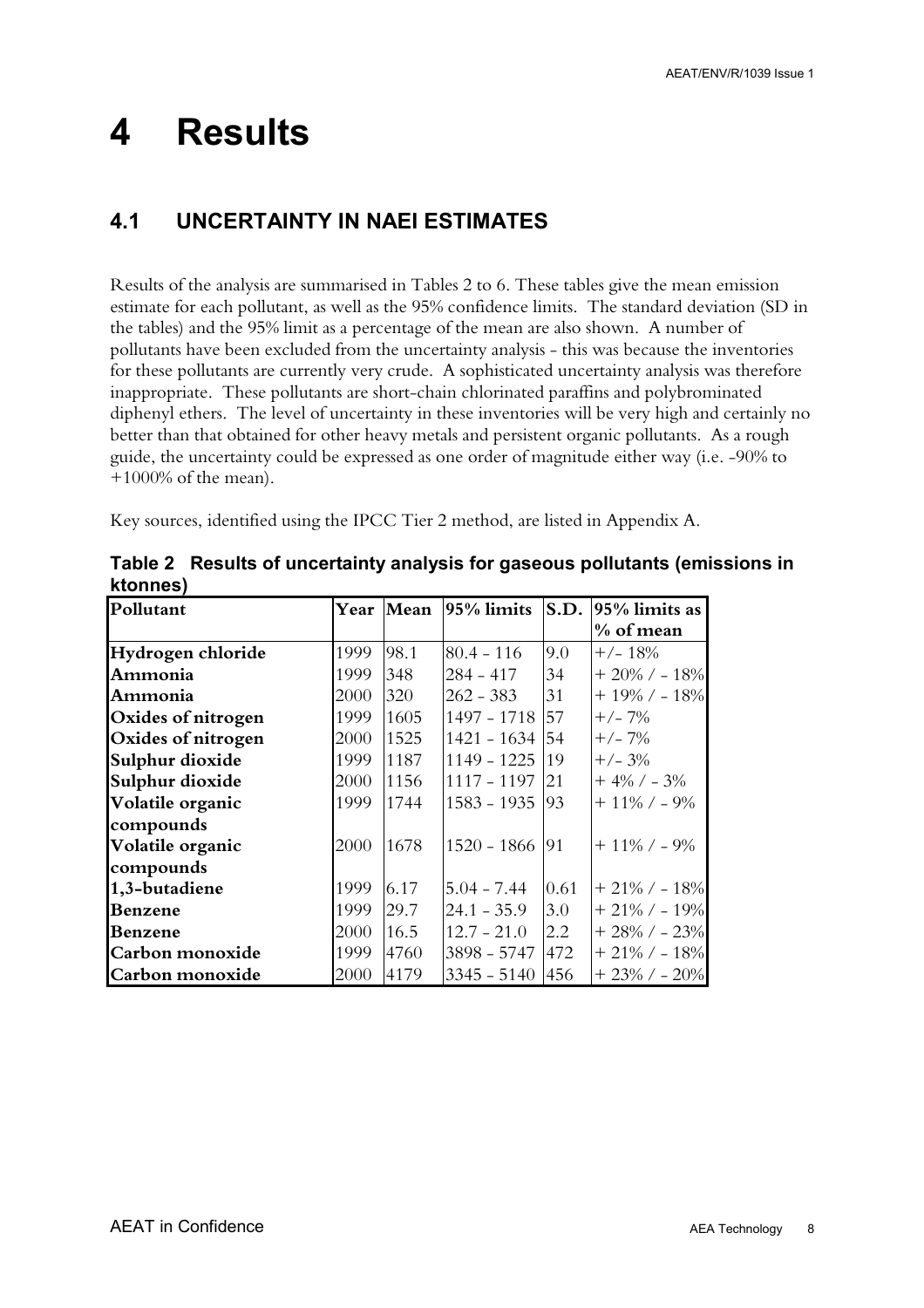# 4 Results

## 4.1 UNCERTAINTY IN NAEI ESTIMATES

Results of the analysis are summarised in Tables 2 to 6. These tables give the mean emission estimate for each pollutant, as well as the 95% confidence limits. The standard deviation (SD in the tables) and the 95% limit as a percentage of the mean are also shown. A number of pollutants have been excluded from the uncertainty analysis - this was because the inventories for these pollutants are currently very crude. A sophisticated uncertainty analysis was therefore inappropriate. These pollutants are short-chain chlorinated paraffins and polybrominated diphenyl ethers. The level of uncertainty in these inventories will be very high and certainly no better than that obtained for other heavy metals and persistent organic pollutants. As a rough guide, the uncertainty could be expressed as one order of magnitude either way (i.e. -90% to +1000% of the mean).

Key sources, identified using the IPCC Tier 2 method, are listed in Appendix A.

**Table 2 Results of uncertainty analysis for gaseous pollutants (emissions in ktonnes)**

| Pollutant | Year | Mean | 95% limits | S.D. | 95% limits as % of mean |
|---|---|---|---|---|---|
| **Hydrogen chloride** | 1999 | 98.1 | 80.4 - 116 | 9.0 | +/- 18% |
| **Ammonia** | 1999 | 348 | 284 - 417 | 34 | + 20% / - 18% |
| **Ammonia** | 2000 | 320 | 262 - 383 | 31 | + 19% / - 18% |
| **Oxides of nitrogen** | 1999 | 1605 | 1497 - 1718 | 57 | +/- 7% |
| **Oxides of nitrogen** | 2000 | 1525 | 1421 - 1634 | 54 | +/- 7% |
| **Sulphur dioxide** | 1999 | 1187 | 1149 - 1225 | 19 | +/- 3% |
| **Sulphur dioxide** | 2000 | 1156 | 1117 - 1197 | 21 | + 4% / - 3% |
| **Volatile organic compounds** | 1999 | 1744 | 1583 - 1935 | 93 | + 11% / - 9% |
| **Volatile organic compounds** | 2000 | 1678 | 1520 - 1866 | 91 | + 11% / - 9% |
| **1,3-butadiene** | 1999 | 6.17 | 5.04 - 7.44 | 0.61 | + 21% / - 18% |
| **Benzene** | 1999 | 29.7 | 24.1 - 35.9 | 3.0 | + 21% / - 19% |
| **Benzene** | 2000 | 16.5 | 12.7 - 21.0 | 2.2 | + 28% / - 23% |
| **Carbon monoxide** | 1999 | 4760 | 3898 - 5747 | 472 | + 21% / - 18% |
| **Carbon monoxide** | 2000 | 4179 | 3345 - 5140 | 456 | + 23% / - 20% |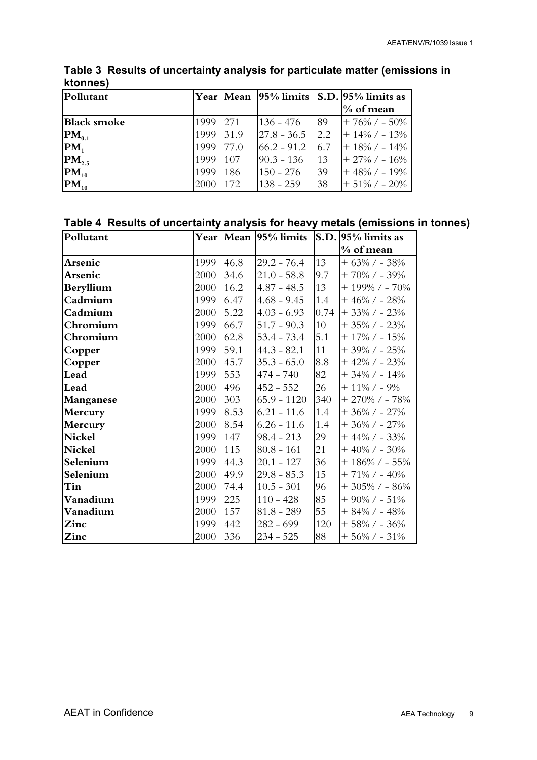**Table 3 Results of uncertainty analysis for particulate matter (emissions in ktonnes)**

| Pollutant | Year | Mean | 95% limits | S.D. | 95% limits as % of mean |
|---|---|---|---|---|---|
| Black smoke | 1999 | 271 | 136 - 476 | 89 | + 76% / - 50% |
| $PM_{0.1}$ | 1999 | 31.9 | 27.8 - 36.5 | 2.2 | + 14% / - 13% |
| $PM_1$ | 1999 | 77.0 | 66.2 - 91.2 | 6.7 | + 18% / - 14% |
| $PM_{2.5}$ | 1999 | 107 | 90.3 - 136 | 13 | + 27% / - 16% |
| $PM_{10}$ | 1999 | 186 | 150 - 276 | 39 | + 48% / - 19% |
| $PM_{10}$ | 2000 | 172 | 138 - 259 | 38 | + 51% / - 20% |

**Table 4 Results of uncertainty analysis for heavy metals (emissions in tonnes)**

| Pollutant | Year | Mean | 95% limits | S.D. | 95% limits as % of mean |
|---|---|---|---|---|---|
| Arsenic | 1999 | 46.8 | 29.2 - 76.4 | 13 | + 63% / - 38% |
| Arsenic | 2000 | 34.6 | 21.0 - 58.8 | 9.7 | + 70% / - 39% |
| Beryllium | 2000 | 16.2 | 4.87 - 48.5 | 13 | + 199% / - 70% |
| Cadmium | 1999 | 6.47 | 4.68 - 9.45 | 1.4 | + 46% / - 28% |
| Cadmium | 2000 | 5.22 | 4.03 - 6.93 | 0.74 | + 33% / - 23% |
| Chromium | 1999 | 66.7 | 51.7 - 90.3 | 10 | + 35% / - 23% |
| Chromium | 2000 | 62.8 | 53.4 - 73.4 | 5.1 | + 17% / - 15% |
| Copper | 1999 | 59.1 | 44.3 - 82.1 | 11 | + 39% / - 25% |
| Copper | 2000 | 45.7 | 35.3 - 65.0 | 8.8 | + 42% / - 23% |
| Lead | 1999 | 553 | 474 - 740 | 82 | + 34% / - 14% |
| Lead | 2000 | 496 | 452 - 552 | 26 | + 11% / - 9% |
| Manganese | 2000 | 303 | 65.9 - 1120 | 340 | + 270% / - 78% |
| Mercury | 1999 | 8.53 | 6.21 - 11.6 | 1.4 | + 36% / - 27% |
| Mercury | 2000 | 8.54 | 6.26 - 11.6 | 1.4 | + 36% / - 27% |
| Nickel | 1999 | 147 | 98.4 - 213 | 29 | + 44% / - 33% |
| Nickel | 2000 | 115 | 80.8 - 161 | 21 | + 40% / - 30% |
| Selenium | 1999 | 44.3 | 20.1 - 127 | 36 | + 186% / - 55% |
| Selenium | 2000 | 49.9 | 29.8 - 85.3 | 15 | + 71% / - 40% |
| Tin | 2000 | 74.4 | 10.5 - 301 | 96 | + 305% / - 86% |
| Vanadium | 1999 | 225 | 110 - 428 | 85 | + 90% / - 51% |
| Vanadium | 2000 | 157 | 81.8 - 289 | 55 | + 84% / - 48% |
| Zinc | 1999 | 442 | 282 - 699 | 120 | + 58% / - 36% |
| Zinc | 2000 | 336 | 234 - 525 | 88 | + 56% / - 31% |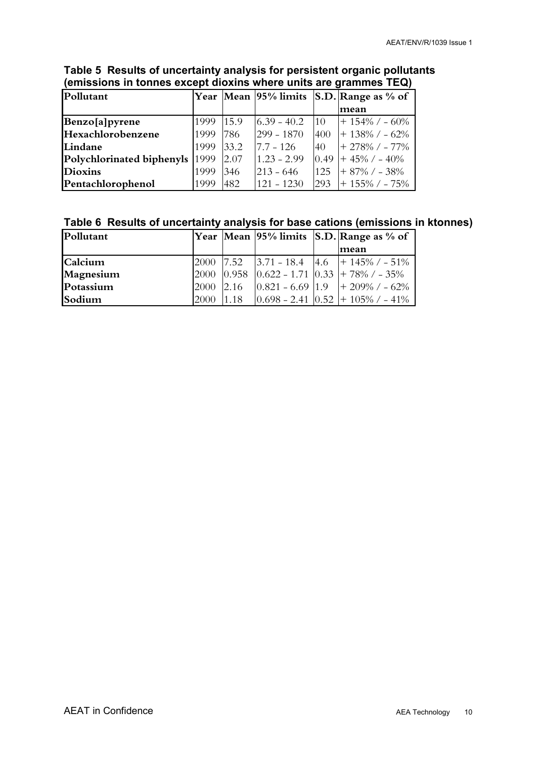**Table 5 Results of uncertainty analysis for persistent organic pollutants (emissions in tonnes except dioxins where units are grammes TEQ)**

| Pollutant | Year | Mean | 95% limits | S.D. | Range as % of mean |
|---|---|---|---|---|---|
| Benzo[a]pyrene | 1999 | 15.9 | 6.39 - 40.2 | 10 | + 154% / - 60% |
| Hexachlorobenzene | 1999 | 786 | 299 - 1870 | 400 | + 138% / - 62% |
| Lindane | 1999 | 33.2 | 7.7 - 126 | 40 | + 278% / - 77% |
| Polychlorinated biphenyls | 1999 | 2.07 | 1.23 - 2.99 | 0.49 | + 45% / - 40% |
| Dioxins | 1999 | 346 | 213 - 646 | 125 | + 87% / - 38% |
| Pentachlorophenol | 1999 | 482 | 121 - 1230 | 293 | + 155% / - 75% |

**Table 6 Results of uncertainty analysis for base cations (emissions in ktonnes)**

| Pollutant | Year | Mean | 95% limits | S.D. | Range as % of mean |
|---|---|---|---|---|---|
| Calcium | 2000 | 7.52 | 3.71 - 18.4 | 4.6 | + 145% / - 51% |
| Magnesium | 2000 | 0.958 | 0.622 - 1.71 | 0.33 | + 78% / - 35% |
| Potassium | 2000 | 2.16 | 0.821 - 6.69 | 1.9 | + 209% / - 62% |
| Sodium | 2000 | 1.18 | 0.698 - 2.41 | 0.52 | + 105% / - 41% |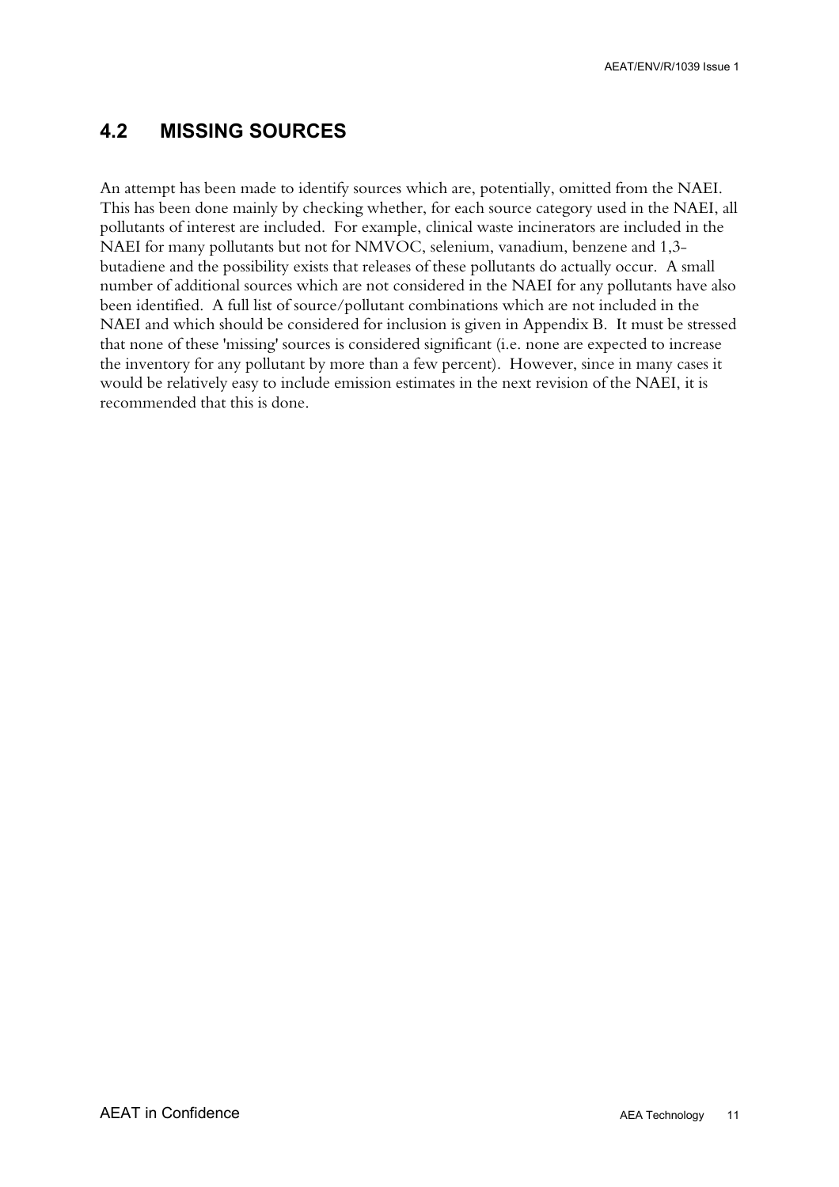## 4.2 MISSING SOURCES

An attempt has been made to identify sources which are, potentially, omitted from the NAEI. This has been done mainly by checking whether, for each source category used in the NAEI, all pollutants of interest are included. For example, clinical waste incinerators are included in the NAEI for many pollutants but not for NMVOC, selenium, vanadium, benzene and 1,3-butadiene and the possibility exists that releases of these pollutants do actually occur. A small number of additional sources which are not considered in the NAEI for any pollutants have also been identified. A full list of source/pollutant combinations which are not included in the NAEI and which should be considered for inclusion is given in Appendix B. It must be stressed that none of these 'missing' sources is considered significant (i.e. none are expected to increase the inventory for any pollutant by more than a few percent). However, since in many cases it would be relatively easy to include emission estimates in the next revision of the NAEI, it is recommended that this is done.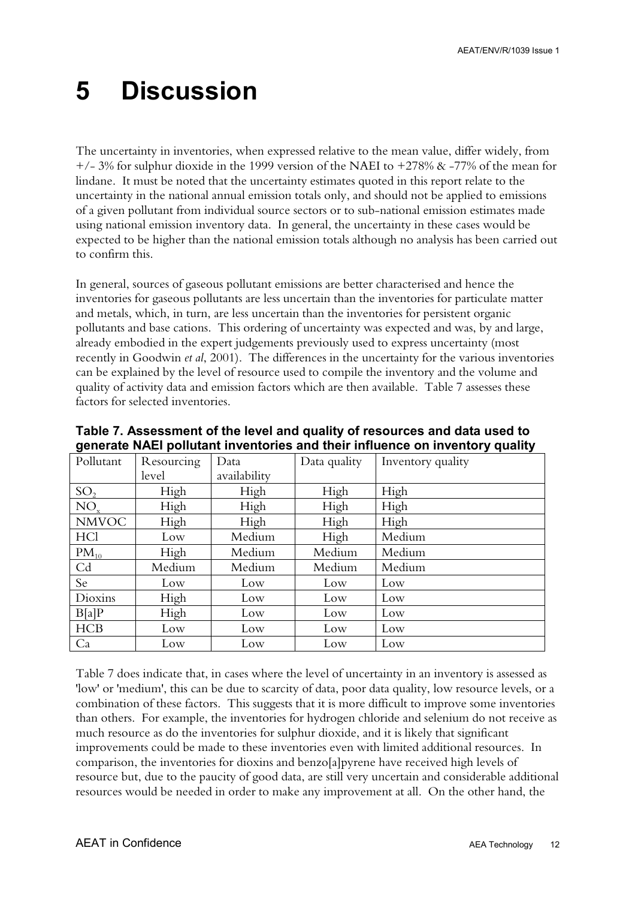# 5 Discussion

The uncertainty in inventories, when expressed relative to the mean value, differ widely, from +/- 3% for sulphur dioxide in the 1999 version of the NAEI to +278% & -77% of the mean for lindane. It must be noted that the uncertainty estimates quoted in this report relate to the uncertainty in the national annual emission totals only, and should not be applied to emissions of a given pollutant from individual source sectors or to sub-national emission estimates made using national emission inventory data. In general, the uncertainty in these cases would be expected to be higher than the national emission totals although no analysis has been carried out to confirm this.

In general, sources of gaseous pollutant emissions are better characterised and hence the inventories for gaseous pollutants are less uncertain than the inventories for particulate matter and metals, which, in turn, are less uncertain than the inventories for persistent organic pollutants and base cations. This ordering of uncertainty was expected and was, by and large, already embodied in the expert judgements previously used to express uncertainty (most recently in Goodwin *et al*, 2001). The differences in the uncertainty for the various inventories can be explained by the level of resource used to compile the inventory and the volume and quality of activity data and emission factors which are then available. Table 7 assesses these factors for selected inventories.

**Table 7. Assessment of the level and quality of resources and data used to generate NAEI pollutant inventories and their influence on inventory quality**

| Pollutant | Resourcing level | Data availability | Data quality | Inventory quality |
|---|---|---|---|---|
| $SO_2$ | High | High | High | High |
| $NO_x$ | High | High | High | High |
| NMVOC | High | High | High | High |
| HCl | Low | Medium | High | Medium |
| $PM_{10}$ | High | Medium | Medium | Medium |
| Cd | Medium | Medium | Medium | Medium |
| Se | Low | Low | Low | Low |
| Dioxins | High | Low | Low | Low |
| B[a]P | High | Low | Low | Low |
| HCB | Low | Low | Low | Low |
| Ca | Low | Low | Low | Low |

Table 7 does indicate that, in cases where the level of uncertainty in an inventory is assessed as 'low' or 'medium', this can be due to scarcity of data, poor data quality, low resource levels, or a combination of these factors. This suggests that it is more difficult to improve some inventories than others. For example, the inventories for hydrogen chloride and selenium do not receive as much resource as do the inventories for sulphur dioxide, and it is likely that significant improvements could be made to these inventories even with limited additional resources. In comparison, the inventories for dioxins and benzo[a]pyrene have received high levels of resource but, due to the paucity of good data, are still very uncertain and considerable additional resources would be needed in order to make any improvement at all. On the other hand, the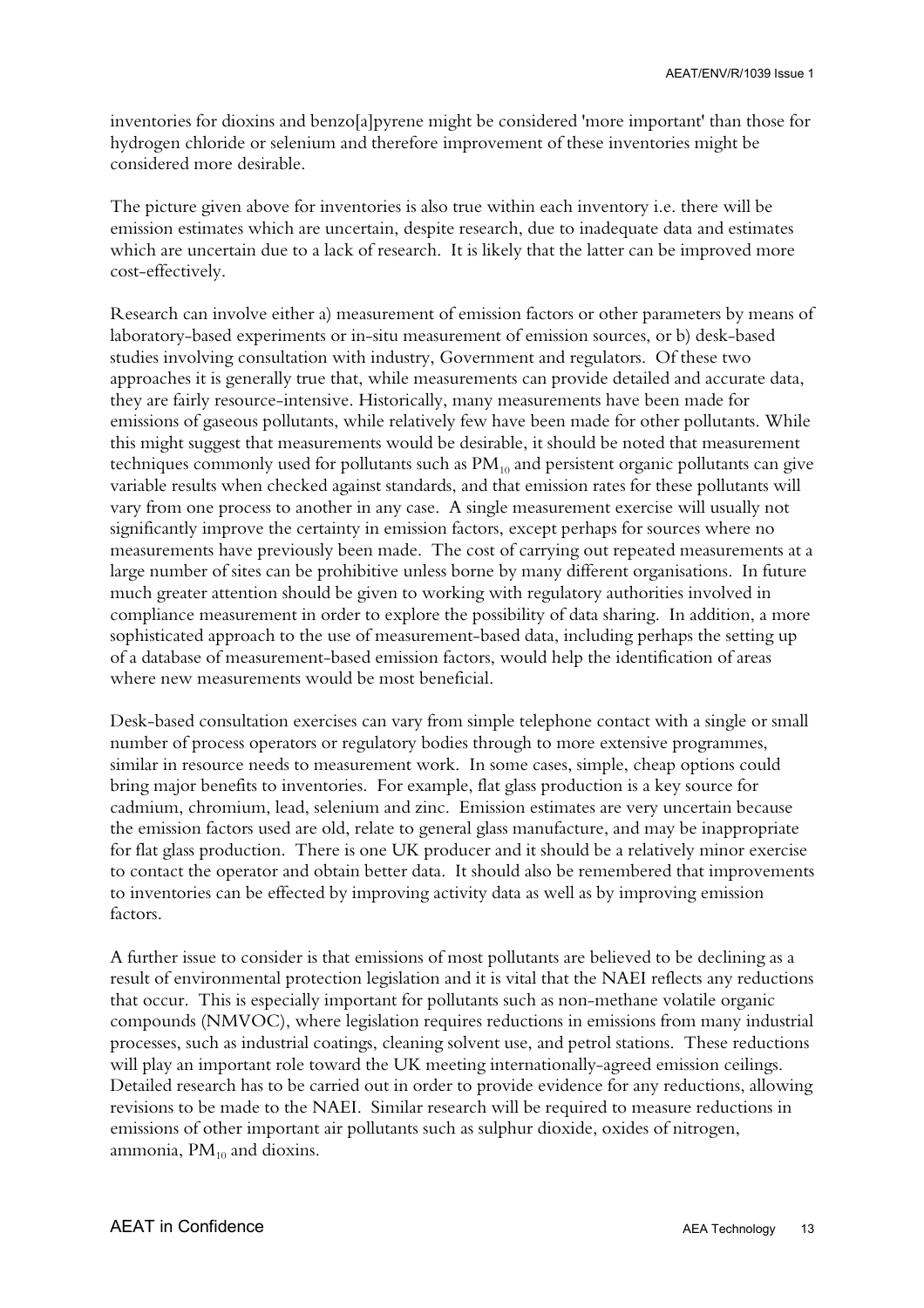inventories for dioxins and benzo[a]pyrene might be considered 'more important' than those for hydrogen chloride or selenium and therefore improvement of these inventories might be considered more desirable.

The picture given above for inventories is also true within each inventory i.e. there will be emission estimates which are uncertain, despite research, due to inadequate data and estimates which are uncertain due to a lack of research. It is likely that the latter can be improved more cost-effectively.

Research can involve either a) measurement of emission factors or other parameters by means of laboratory-based experiments or in-situ measurement of emission sources, or b) desk-based studies involving consultation with industry, Government and regulators. Of these two approaches it is generally true that, while measurements can provide detailed and accurate data, they are fairly resource-intensive. Historically, many measurements have been made for emissions of gaseous pollutants, while relatively few have been made for other pollutants. While this might suggest that measurements would be desirable, it should be noted that measurement techniques commonly used for pollutants such as $PM_{10}$ and persistent organic pollutants can give variable results when checked against standards, and that emission rates for these pollutants will vary from one process to another in any case. A single measurement exercise will usually not significantly improve the certainty in emission factors, except perhaps for sources where no measurements have previously been made. The cost of carrying out repeated measurements at a large number of sites can be prohibitive unless borne by many different organisations. In future much greater attention should be given to working with regulatory authorities involved in compliance measurement in order to explore the possibility of data sharing. In addition, a more sophisticated approach to the use of measurement-based data, including perhaps the setting up of a database of measurement-based emission factors, would help the identification of areas where new measurements would be most beneficial.

Desk-based consultation exercises can vary from simple telephone contact with a single or small number of process operators or regulatory bodies through to more extensive programmes, similar in resource needs to measurement work. In some cases, simple, cheap options could bring major benefits to inventories. For example, flat glass production is a key source for cadmium, chromium, lead, selenium and zinc. Emission estimates are very uncertain because the emission factors used are old, relate to general glass manufacture, and may be inappropriate for flat glass production. There is one UK producer and it should be a relatively minor exercise to contact the operator and obtain better data. It should also be remembered that improvements to inventories can be effected by improving activity data as well as by improving emission factors.

A further issue to consider is that emissions of most pollutants are believed to be declining as a result of environmental protection legislation and it is vital that the NAEI reflects any reductions that occur. This is especially important for pollutants such as non-methane volatile organic compounds (NMVOC), where legislation requires reductions in emissions from many industrial processes, such as industrial coatings, cleaning solvent use, and petrol stations. These reductions will play an important role toward the UK meeting internationally-agreed emission ceilings. Detailed research has to be carried out in order to provide evidence for any reductions, allowing revisions to be made to the NAEI. Similar research will be required to measure reductions in emissions of other important air pollutants such as sulphur dioxide, oxides of nitrogen, ammonia, $PM_{10}$ and dioxins.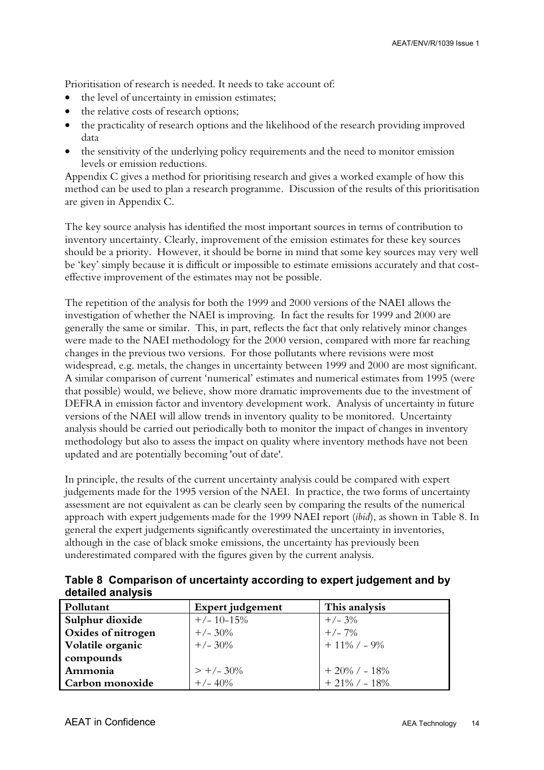Prioritisation of research is needed. It needs to take account of:

- the level of uncertainty in emission estimates;
- the relative costs of research options;
- the practicality of research options and the likelihood of the research providing improved data
- the sensitivity of the underlying policy requirements and the need to monitor emission levels or emission reductions.

Appendix C gives a method for prioritising research and gives a worked example of how this method can be used to plan a research programme. Discussion of the results of this prioritisation are given in Appendix C.

The key source analysis has identified the most important sources in terms of contribution to inventory uncertainty. Clearly, improvement of the emission estimates for these key sources should be a priority. However, it should be borne in mind that some key sources may very well be 'key' simply because it is difficult or impossible to estimate emissions accurately and that cost-effective improvement of the estimates may not be possible.

The repetition of the analysis for both the 1999 and 2000 versions of the NAEI allows the investigation of whether the NAEI is improving. In fact the results for 1999 and 2000 are generally the same or similar. This, in part, reflects the fact that only relatively minor changes were made to the NAEI methodology for the 2000 version, compared with more far reaching changes in the previous two versions. For those pollutants where revisions were most widespread, e.g. metals, the changes in uncertainty between 1999 and 2000 are most significant. A similar comparison of current 'numerical' estimates and numerical estimates from 1995 (were that possible) would, we believe, show more dramatic improvements due to the investment of DEFRA in emission factor and inventory development work. Analysis of uncertainty in future versions of the NAEI will allow trends in inventory quality to be monitored. Uncertainty analysis should be carried out periodically both to monitor the impact of changes in inventory methodology but also to assess the impact on quality where inventory methods have not been updated and are potentially becoming 'out of date'.

In principle, the results of the current uncertainty analysis could be compared with expert judgements made for the 1995 version of the NAEI. In practice, the two forms of uncertainty assessment are not equivalent as can be clearly seen by comparing the results of the numerical approach with expert judgements made for the 1999 NAEI report (*ibid*), as shown in Table 8. In general the expert judgements significantly overestimated the uncertainty in inventories, although in the case of black smoke emissions, the uncertainty has previously been underestimated compared with the figures given by the current analysis.

**Table 8 Comparison of uncertainty according to expert judgement and by detailed analysis**

| Pollutant | Expert judgement | This analysis |
|---|---|---|
| **Sulphur dioxide** | +/- 10-15% | +/- 3% |
| **Oxides of nitrogen** | +/- 30% | +/- 7% |
| **Volatile organic compounds** | +/- 30% | + 11% / - 9% |
| **Ammonia** | > +/- 30% | + 20% / - 18% |
| **Carbon monoxide** | +/- 40% | + 21% / - 18% |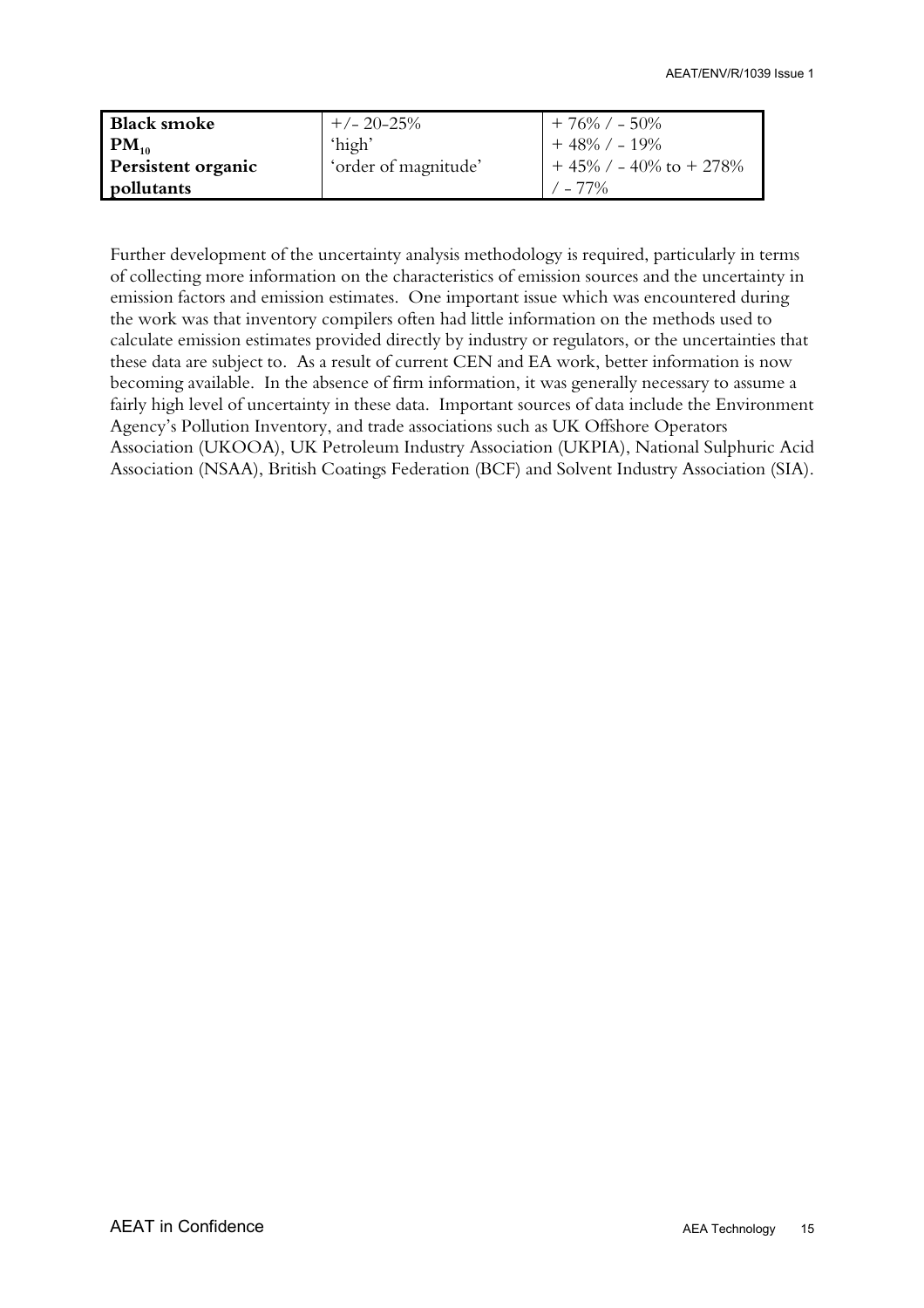| | | |
|---|---|---|
| **Black smoke** | +/- 20-25% | + 76% / - 50% |
| **$PM_{10}$** | 'high' | + 48% / - 19% |
| **Persistent organic pollutants** | 'order of magnitude' | + 45% / - 40% to + 278% / - 77% |

Further development of the uncertainty analysis methodology is required, particularly in terms of collecting more information on the characteristics of emission sources and the uncertainty in emission factors and emission estimates. One important issue which was encountered during the work was that inventory compilers often had little information on the methods used to calculate emission estimates provided directly by industry or regulators, or the uncertainties that these data are subject to. As a result of current CEN and EA work, better information is now becoming available. In the absence of firm information, it was generally necessary to assume a fairly high level of uncertainty in these data. Important sources of data include the Environment Agency's Pollution Inventory, and trade associations such as UK Offshore Operators Association (UKOOA), UK Petroleum Industry Association (UKPIA), National Sulphuric Acid Association (NSAA), British Coatings Federation (BCF) and Solvent Industry Association (SIA).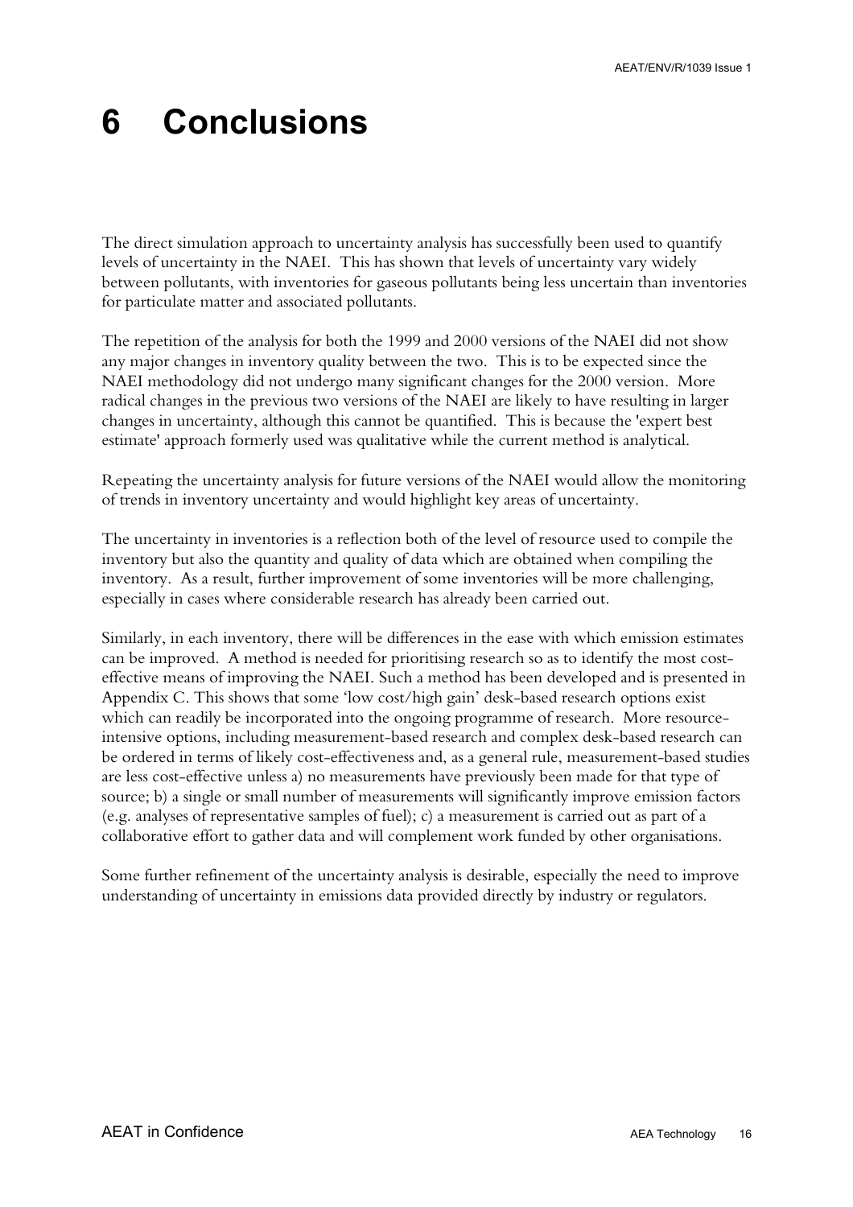# 6 Conclusions

The direct simulation approach to uncertainty analysis has successfully been used to quantify levels of uncertainty in the NAEI. This has shown that levels of uncertainty vary widely between pollutants, with inventories for gaseous pollutants being less uncertain than inventories for particulate matter and associated pollutants.

The repetition of the analysis for both the 1999 and 2000 versions of the NAEI did not show any major changes in inventory quality between the two. This is to be expected since the NAEI methodology did not undergo many significant changes for the 2000 version. More radical changes in the previous two versions of the NAEI are likely to have resulting in larger changes in uncertainty, although this cannot be quantified. This is because the 'expert best estimate' approach formerly used was qualitative while the current method is analytical.

Repeating the uncertainty analysis for future versions of the NAEI would allow the monitoring of trends in inventory uncertainty and would highlight key areas of uncertainty.

The uncertainty in inventories is a reflection both of the level of resource used to compile the inventory but also the quantity and quality of data which are obtained when compiling the inventory. As a result, further improvement of some inventories will be more challenging, especially in cases where considerable research has already been carried out.

Similarly, in each inventory, there will be differences in the ease with which emission estimates can be improved. A method is needed for prioritising research so as to identify the most cost-effective means of improving the NAEI. Such a method has been developed and is presented in Appendix C. This shows that some 'low cost/high gain' desk-based research options exist which can readily be incorporated into the ongoing programme of research. More resource-intensive options, including measurement-based research and complex desk-based research can be ordered in terms of likely cost-effectiveness and, as a general rule, measurement-based studies are less cost-effective unless a) no measurements have previously been made for that type of source; b) a single or small number of measurements will significantly improve emission factors (e.g. analyses of representative samples of fuel); c) a measurement is carried out as part of a collaborative effort to gather data and will complement work funded by other organisations.

Some further refinement of the uncertainty analysis is desirable, especially the need to improve understanding of uncertainty in emissions data provided directly by industry or regulators.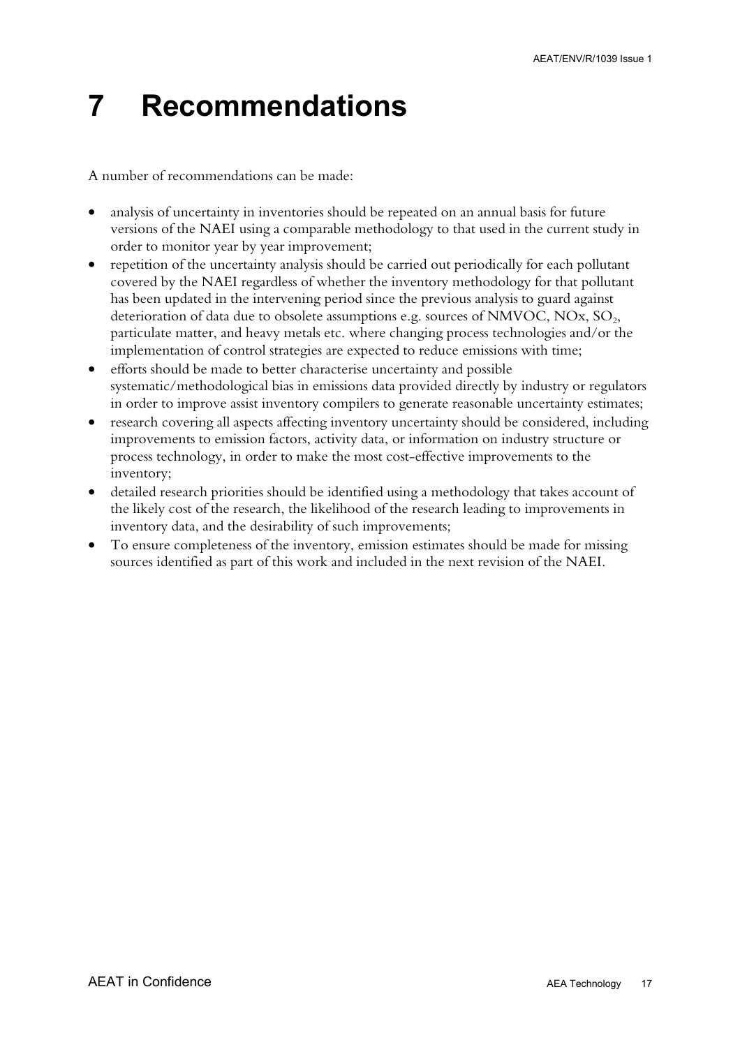# 7 Recommendations

A number of recommendations can be made:

- analysis of uncertainty in inventories should be repeated on an annual basis for future versions of the NAEI using a comparable methodology to that used in the current study in order to monitor year by year improvement;
- repetition of the uncertainty analysis should be carried out periodically for each pollutant covered by the NAEI regardless of whether the inventory methodology for that pollutant has been updated in the intervening period since the previous analysis to guard against deterioration of data due to obsolete assumptions e.g. sources of NMVOC, NOx, $SO_2$, particulate matter, and heavy metals etc. where changing process technologies and/or the implementation of control strategies are expected to reduce emissions with time;
- efforts should be made to better characterise uncertainty and possible systematic/methodological bias in emissions data provided directly by industry or regulators in order to improve assist inventory compilers to generate reasonable uncertainty estimates;
- research covering all aspects affecting inventory uncertainty should be considered, including improvements to emission factors, activity data, or information on industry structure or process technology, in order to make the most cost-effective improvements to the inventory;
- detailed research priorities should be identified using a methodology that takes account of the likely cost of the research, the likelihood of the research leading to improvements in inventory data, and the desirability of such improvements;
- To ensure completeness of the inventory, emission estimates should be made for missing sources identified as part of this work and included in the next revision of the NAEI.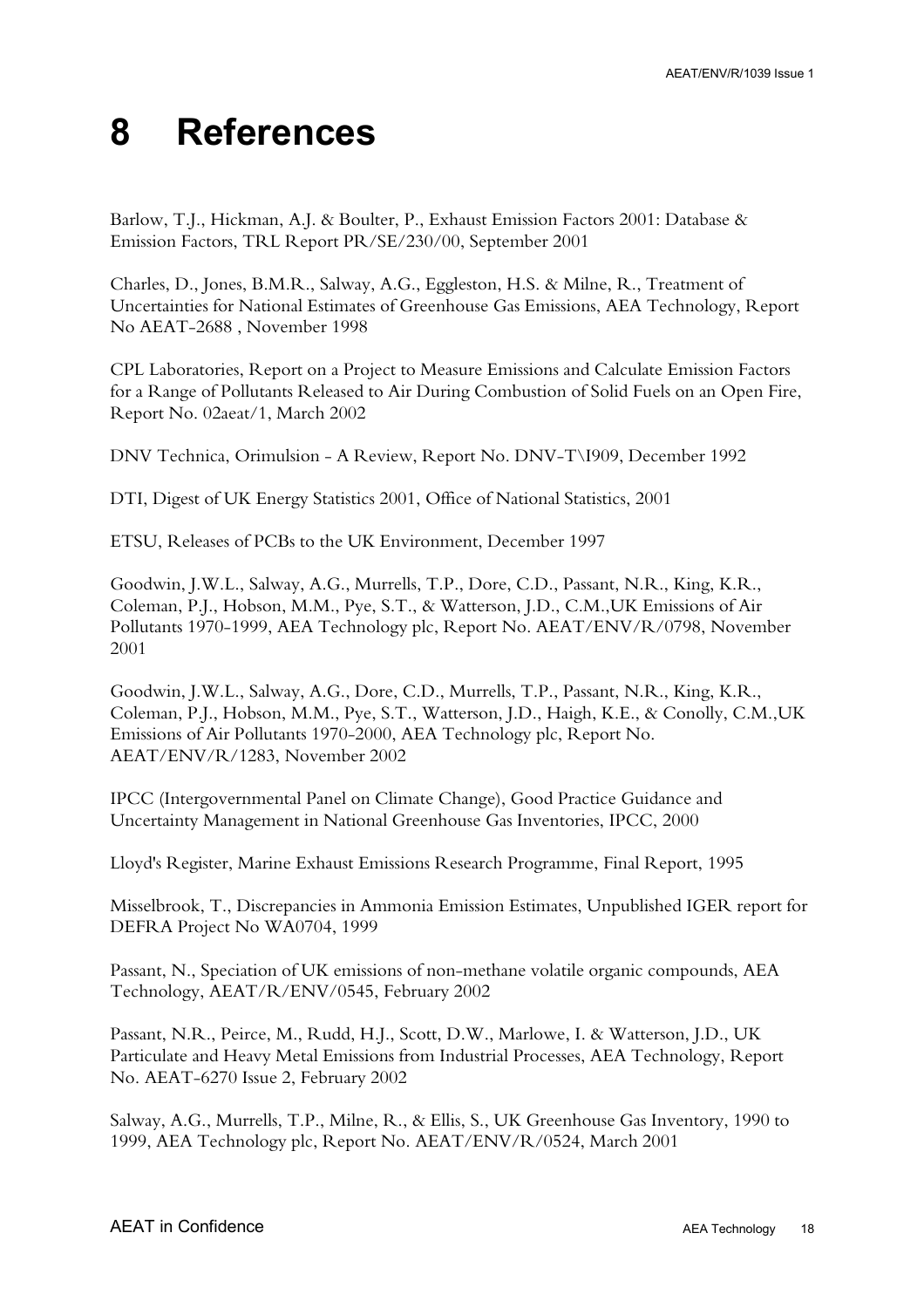# 8 References

Barlow, T.J., Hickman, A.J. & Boulter, P., Exhaust Emission Factors 2001: Database & Emission Factors, TRL Report PR/SE/230/00, September 2001

Charles, D., Jones, B.M.R., Salway, A.G., Eggleston, H.S. & Milne, R., Treatment of Uncertainties for National Estimates of Greenhouse Gas Emissions, AEA Technology, Report No AEAT-2688 , November 1998

CPL Laboratories, Report on a Project to Measure Emissions and Calculate Emission Factors for a Range of Pollutants Released to Air During Combustion of Solid Fuels on an Open Fire, Report No. 02aeat/1, March 2002

DNV Technica, Orimulsion - A Review, Report No. DNV-T\I909, December 1992

DTI, Digest of UK Energy Statistics 2001, Office of National Statistics, 2001

ETSU, Releases of PCBs to the UK Environment, December 1997

Goodwin, J.W.L., Salway, A.G., Murrells, T.P., Dore, C.D., Passant, N.R., King, K.R., Coleman, P.J., Hobson, M.M., Pye, S.T., & Watterson, J.D., C.M.,UK Emissions of Air Pollutants 1970-1999, AEA Technology plc, Report No. AEAT/ENV/R/0798, November 2001

Goodwin, J.W.L., Salway, A.G., Dore, C.D., Murrells, T.P., Passant, N.R., King, K.R., Coleman, P.J., Hobson, M.M., Pye, S.T., Watterson, J.D., Haigh, K.E., & Conolly, C.M.,UK Emissions of Air Pollutants 1970-2000, AEA Technology plc, Report No. AEAT/ENV/R/1283, November 2002

IPCC (Intergovernmental Panel on Climate Change), Good Practice Guidance and Uncertainty Management in National Greenhouse Gas Inventories, IPCC, 2000

Lloyd's Register, Marine Exhaust Emissions Research Programme, Final Report, 1995

Misselbrook, T., Discrepancies in Ammonia Emission Estimates, Unpublished IGER report for DEFRA Project No WA0704, 1999

Passant, N., Speciation of UK emissions of non-methane volatile organic compounds, AEA Technology, AEAT/R/ENV/0545, February 2002

Passant, N.R., Peirce, M., Rudd, H.J., Scott, D.W., Marlowe, I. & Watterson, J.D., UK Particulate and Heavy Metal Emissions from Industrial Processes, AEA Technology, Report No. AEAT-6270 Issue 2, February 2002

Salway, A.G., Murrells, T.P., Milne, R., & Ellis, S., UK Greenhouse Gas Inventory, 1990 to 1999, AEA Technology plc, Report No. AEAT/ENV/R/0524, March 2001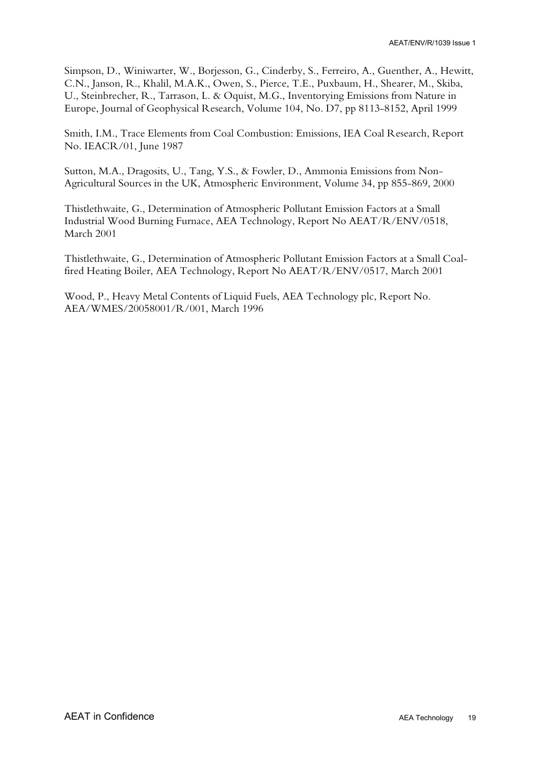Simpson, D., Winiwarter, W., Borjesson, G., Cinderby, S., Ferreiro, A., Guenther, A., Hewitt, C.N., Janson, R., Khalil, M.A.K., Owen, S., Pierce, T.E., Puxbaum, H., Shearer, M., Skiba, U., Steinbrecher, R., Tarrason, L. & Oquist, M.G., Inventorying Emissions from Nature in Europe, Journal of Geophysical Research, Volume 104, No. D7, pp 8113-8152, April 1999

Smith, I.M., Trace Elements from Coal Combustion: Emissions, IEA Coal Research, Report No. IEACR/01, June 1987

Sutton, M.A., Dragosits, U., Tang, Y.S., & Fowler, D., Ammonia Emissions from Non-Agricultural Sources in the UK, Atmospheric Environment, Volume 34, pp 855-869, 2000

Thistlethwaite, G., Determination of Atmospheric Pollutant Emission Factors at a Small Industrial Wood Burning Furnace, AEA Technology, Report No AEAT/R/ENV/0518, March 2001

Thistlethwaite, G., Determination of Atmospheric Pollutant Emission Factors at a Small Coal-fired Heating Boiler, AEA Technology, Report No AEAT/R/ENV/0517, March 2001

Wood, P., Heavy Metal Contents of Liquid Fuels, AEA Technology plc, Report No. AEA/WMES/20058001/R/001, March 1996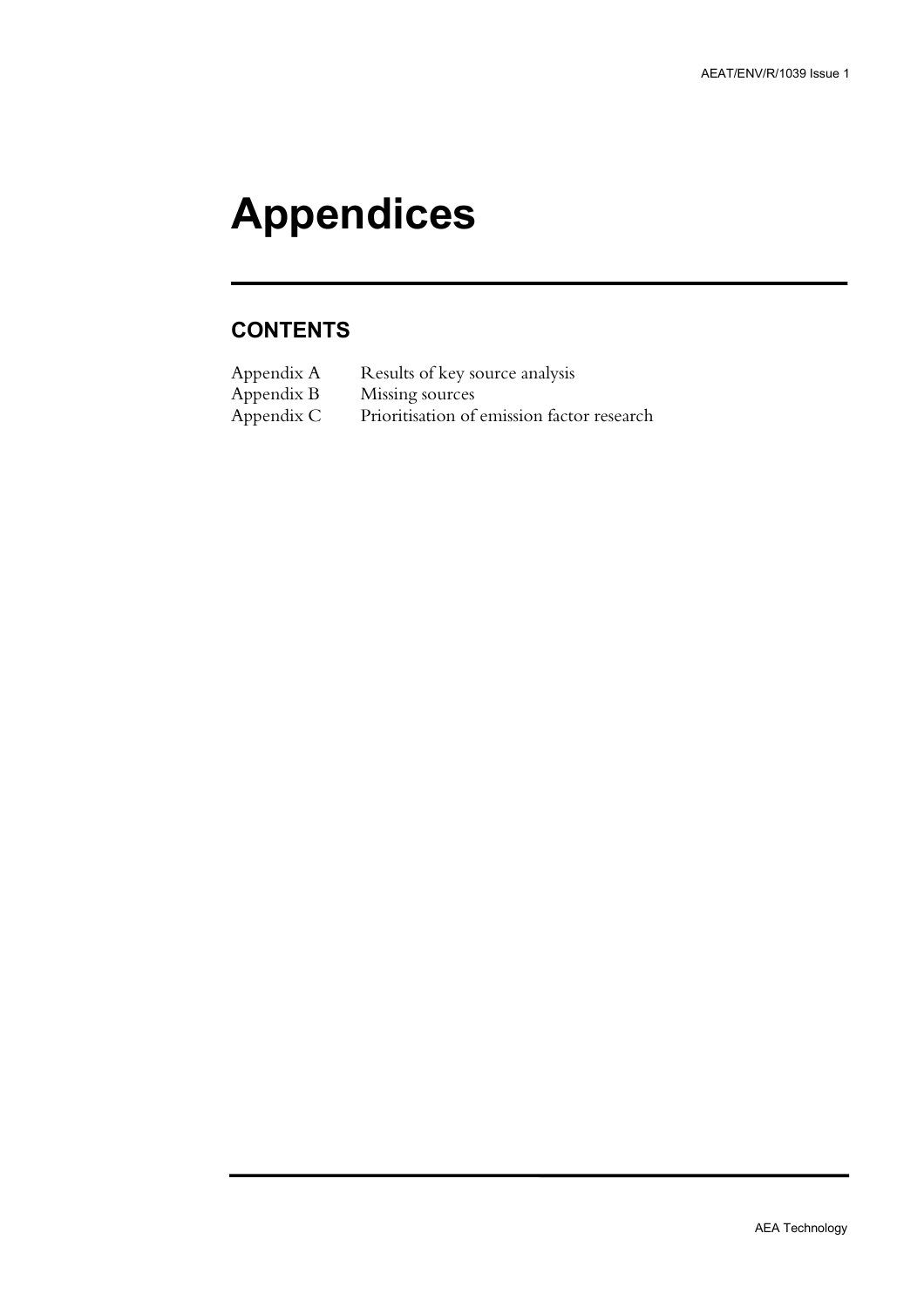# Appendices

## CONTENTS

| | |
|---|---|
| Appendix A | Results of key source analysis |
| Appendix B | Missing sources |
| Appendix C | Prioritisation of emission factor research |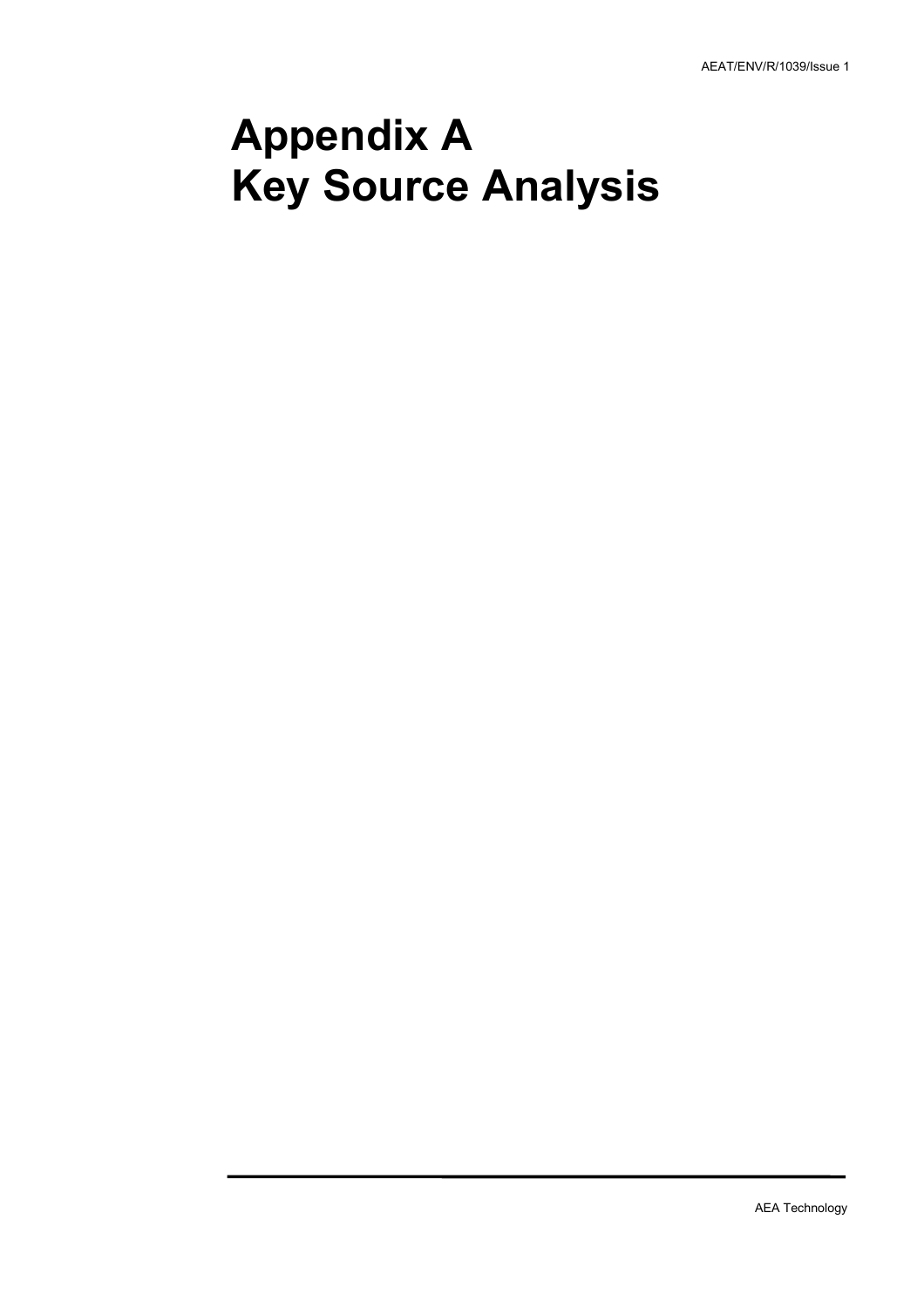# Appendix A
# Key Source Analysis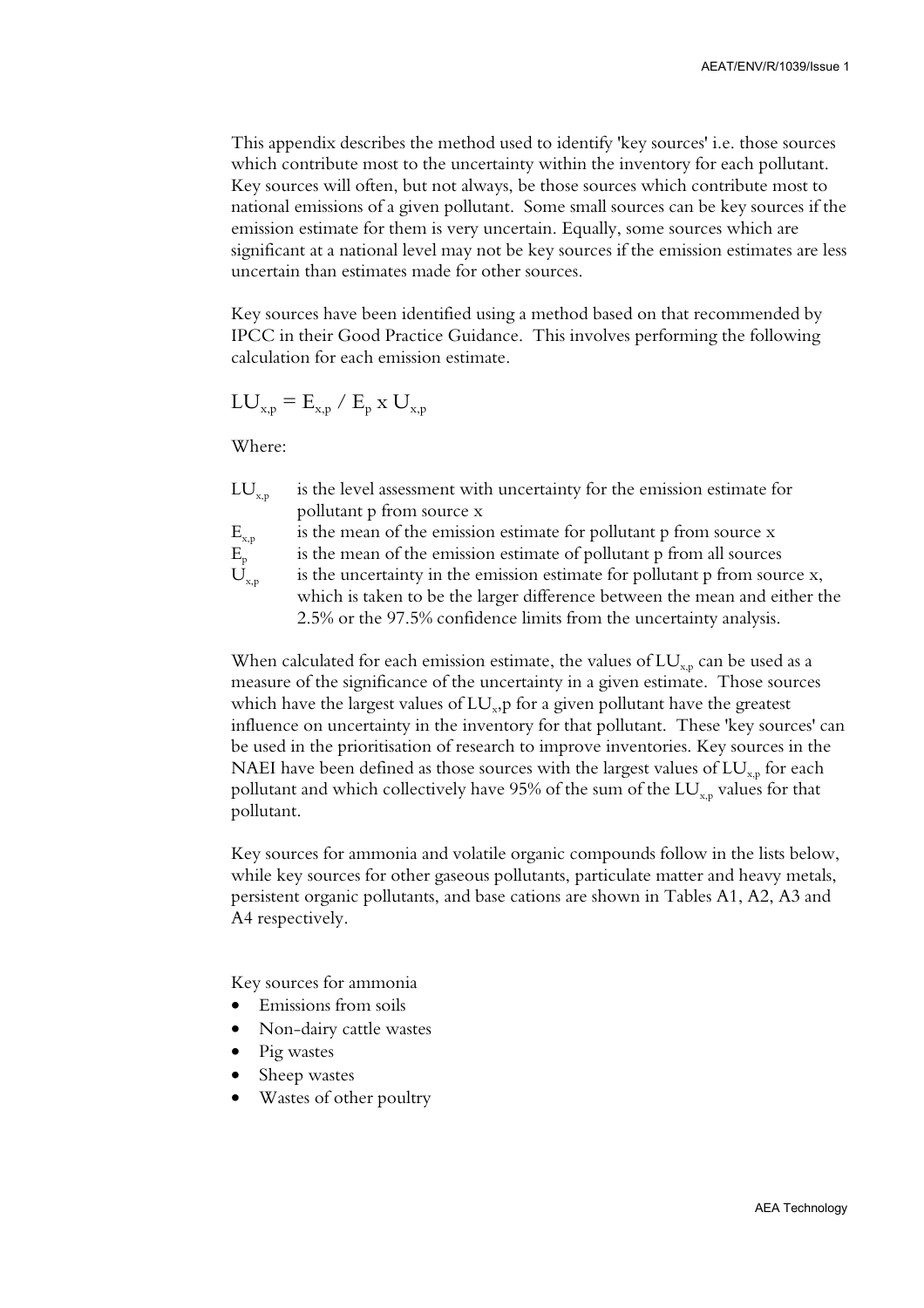This appendix describes the method used to identify 'key sources' i.e. those sources which contribute most to the uncertainty within the inventory for each pollutant. Key sources will often, but not always, be those sources which contribute most to national emissions of a given pollutant. Some small sources can be key sources if the emission estimate for them is very uncertain. Equally, some sources which are significant at a national level may not be key sources if the emission estimates are less uncertain than estimates made for other sources.

Key sources have been identified using a method based on that recommended by IPCC in their Good Practice Guidance. This involves performing the following calculation for each emission estimate.

$$LU_{x,p} = E_{x,p} / E_p \times U_{x,p}$$

Where:

- $LU_{x,p}$ is the level assessment with uncertainty for the emission estimate for pollutant p from source x
- $E_{x,p}$ is the mean of the emission estimate for pollutant p from source x
- $E_p$ is the mean of the emission estimate of pollutant p from all sources
- $U_{x,p}$ is the uncertainty in the emission estimate for pollutant p from source x, which is taken to be the larger difference between the mean and either the 2.5% or the 97.5% confidence limits from the uncertainty analysis.

When calculated for each emission estimate, the values of $LU_{x,p}$ can be used as a measure of the significance of the uncertainty in a given estimate. Those sources which have the largest values of $LU_{x}$,p for a given pollutant have the greatest influence on uncertainty in the inventory for that pollutant. These 'key sources' can be used in the prioritisation of research to improve inventories. Key sources in the NAEI have been defined as those sources with the largest values of $LU_{x,p}$ for each pollutant and which collectively have 95% of the sum of the $LU_{x,p}$ values for that pollutant.

Key sources for ammonia and volatile organic compounds follow in the lists below, while key sources for other gaseous pollutants, particulate matter and heavy metals, persistent organic pollutants, and base cations are shown in Tables A1, A2, A3 and A4 respectively.

Key sources for ammonia

- Emissions from soils
- Non-dairy cattle wastes
- Pig wastes
- Sheep wastes
- Wastes of other poultry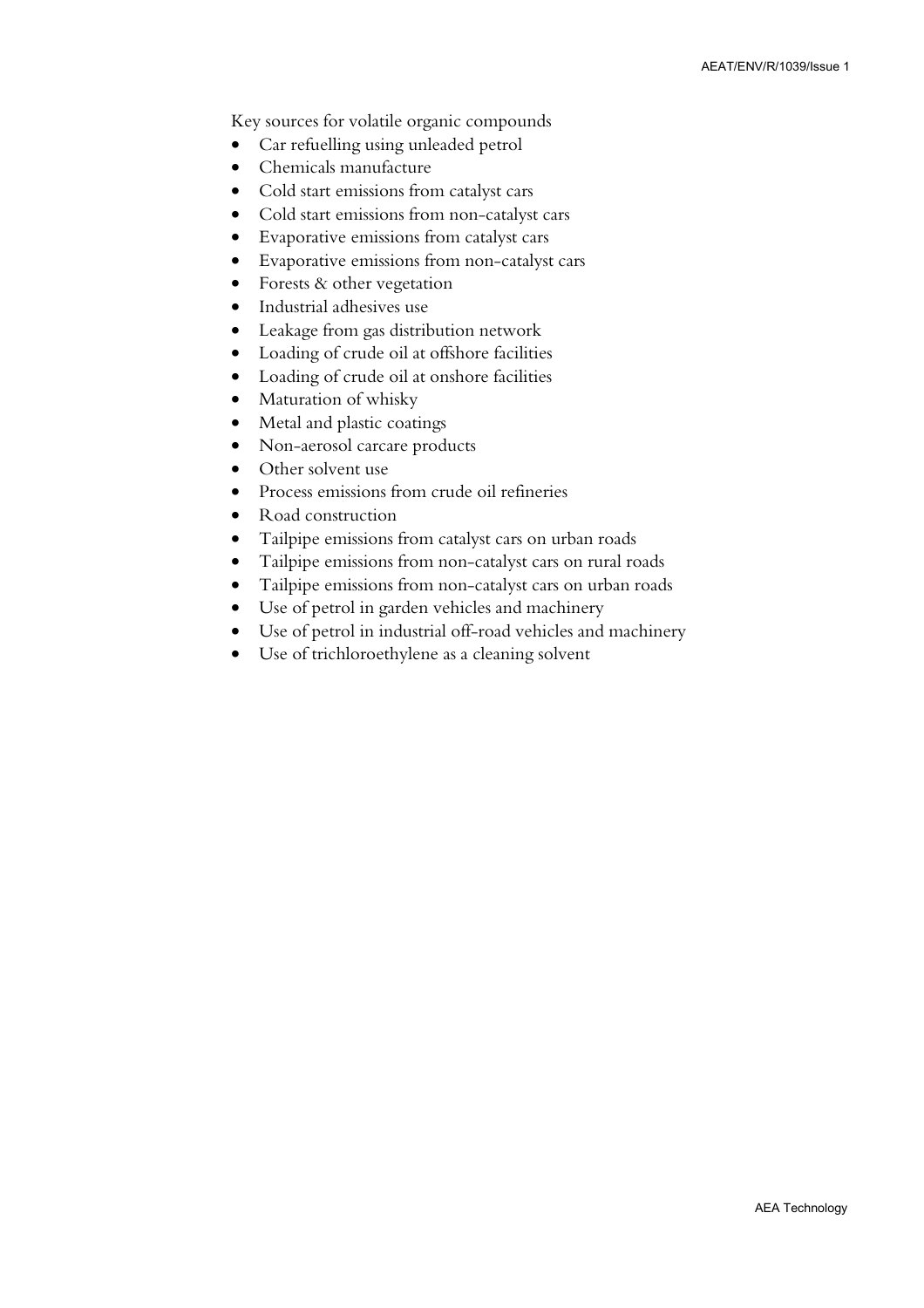Key sources for volatile organic compounds

- Car refuelling using unleaded petrol
- Chemicals manufacture
- Cold start emissions from catalyst cars
- Cold start emissions from non-catalyst cars
- Evaporative emissions from catalyst cars
- Evaporative emissions from non-catalyst cars
- Forests & other vegetation
- Industrial adhesives use
- Leakage from gas distribution network
- Loading of crude oil at offshore facilities
- Loading of crude oil at onshore facilities
- Maturation of whisky
- Metal and plastic coatings
- Non-aerosol carcare products
- Other solvent use
- Process emissions from crude oil refineries
- Road construction
- Tailpipe emissions from catalyst cars on urban roads
- Tailpipe emissions from non-catalyst cars on rural roads
- Tailpipe emissions from non-catalyst cars on urban roads
- Use of petrol in garden vehicles and machinery
- Use of petrol in industrial off-road vehicles and machinery
- Use of trichloroethylene as a cleaning solvent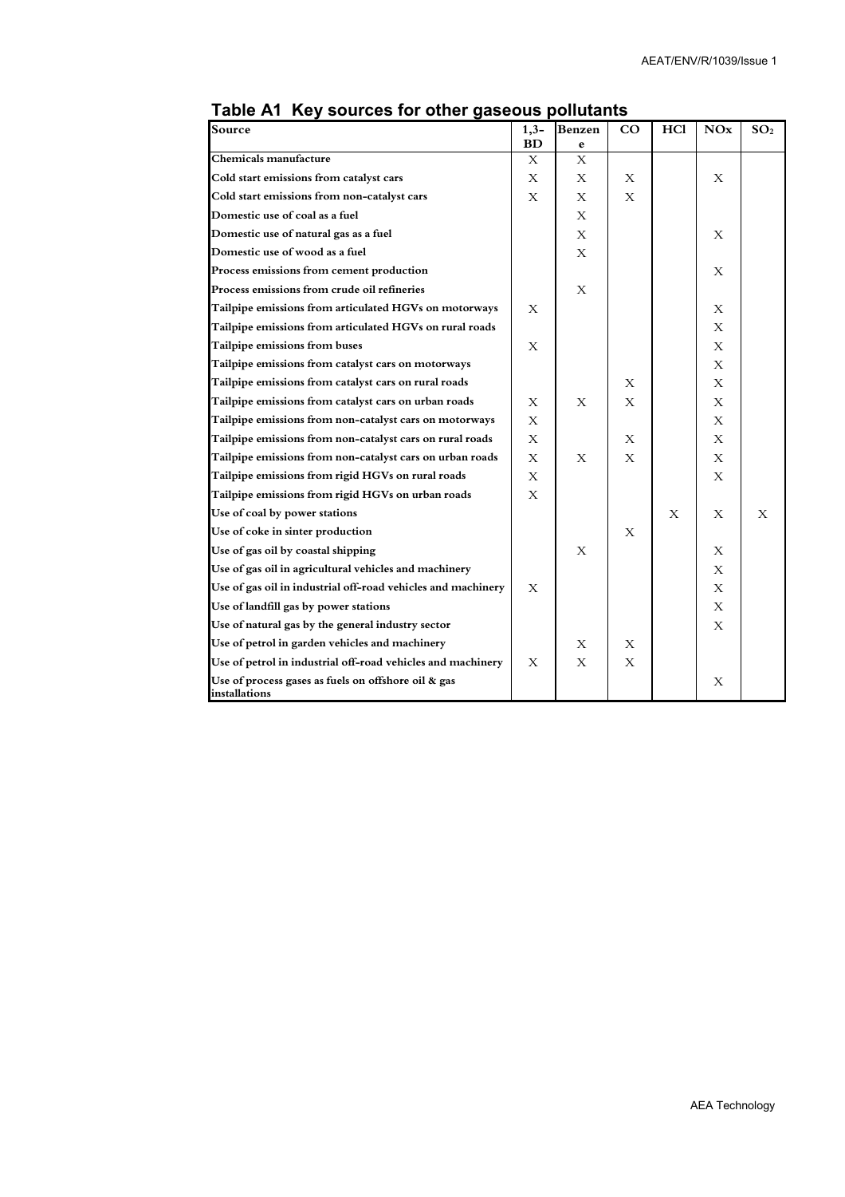## Table A1 Key sources for other gaseous pollutants

| Source | 1,3-BD | Benzene | CO | HCl | NOx | $SO_2$ |
|---|---|---|---|---|---|---|
| Chemicals manufacture | X | X | | | | |
| Cold start emissions from catalyst cars | X | X | X | | X | |
| Cold start emissions from non-catalyst cars | X | X | X | | | |
| Domestic use of coal as a fuel | | X | | | | |
| Domestic use of natural gas as a fuel | | X | | | X | |
| Domestic use of wood as a fuel | | X | | | | |
| Process emissions from cement production | | | | | X | |
| Process emissions from crude oil refineries | | X | | | | |
| Tailpipe emissions from articulated HGVs on motorways | X | | | | X | |
| Tailpipe emissions from articulated HGVs on rural roads | | | | | X | |
| Tailpipe emissions from buses | X | | | | X | |
| Tailpipe emissions from catalyst cars on motorways | | | | | X | |
| Tailpipe emissions from catalyst cars on rural roads | | | X | | X | |
| Tailpipe emissions from catalyst cars on urban roads | X | X | X | | X | |
| Tailpipe emissions from non-catalyst cars on motorways | X | | | | X | |
| Tailpipe emissions from non-catalyst cars on rural roads | X | | X | | X | |
| Tailpipe emissions from non-catalyst cars on urban roads | X | X | X | | X | |
| Tailpipe emissions from rigid HGVs on rural roads | X | | | | X | |
| Tailpipe emissions from rigid HGVs on urban roads | X | | | | | |
| Use of coal by power stations | | | | X | X | X |
| Use of coke in sinter production | | | X | | | |
| Use of gas oil by coastal shipping | | X | | | X | |
| Use of gas oil in agricultural vehicles and machinery | | | | | X | |
| Use of gas oil in industrial off-road vehicles and machinery | X | | | | X | |
| Use of landfill gas by power stations | | | | | X | |
| Use of natural gas by the general industry sector | | | | | X | |
| Use of petrol in garden vehicles and machinery | | X | X | | | |
| Use of petrol in industrial off-road vehicles and machinery | X | X | X | | | |
| Use of process gases as fuels on offshore oil & gas installations | | | | | X | |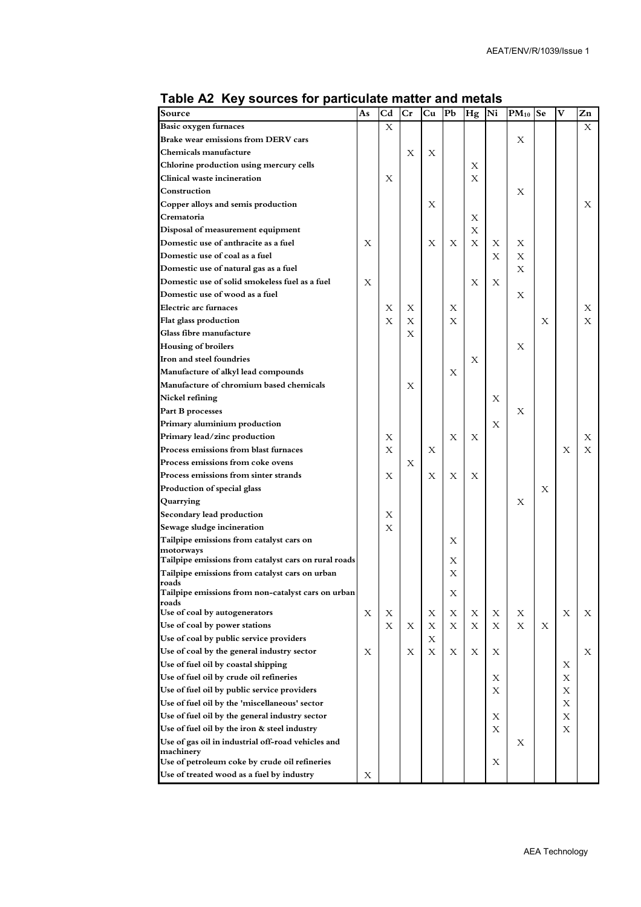## Table A2 Key sources for particulate matter and metals

| Source | As | Cd | Cr | Cu | Pb | Hg | Ni | $PM_{10}$ | Se | V | Zn |
|---|---|---|---|---|---|---|---|---|---|---|---|
| Basic oxygen furnaces | | X | | | | | | | | | X |
| Brake wear emissions from DERV cars | | | | | | | | X | | | |
| Chemicals manufacture | | | X | X | | | | | | | |
| Chlorine production using mercury cells | | | | | | X | | | | | |
| Clinical waste incineration | | X | | | | X | | | | | |
| Construction | | | | | | | | X | | | |
| Copper alloys and semis production | | | | X | | | | | | | X |
| Crematoria | | | | | | X | | | | | |
| Disposal of measurement equipment | | | | | | X | | | | | |
| Domestic use of anthracite as a fuel | X | | | X | X | X | X | X | | | |
| Domestic use of coal as a fuel | | | | | | | X | X | | | |
| Domestic use of natural gas as a fuel | | | | | | | | X | | | |
| Domestic use of solid smokeless fuel as a fuel | X | | | | | X | X | | | | |
| Domestic use of wood as a fuel | | | | | | | | X | | | |
| Electric arc furnaces | | X | X | | X | | | | | | X |
| Flat glass production | | X | X | | X | | | | X | | X |
| Glass fibre manufacture | | | X | | | | | | | | |
| Housing of broilers | | | | | | | | X | | | |
| Iron and steel foundries | | | | | | X | | | | | |
| Manufacture of alkyl lead compounds | | | | | X | | | | | | |
| Manufacture of chromium based chemicals | | | X | | | | | | | | |
| Nickel refining | | | | | | | X | | | | |
| Part B processes | | | | | | | | X | | | |
| Primary aluminium production | | | | | | | X | | | | |
| Primary lead/zinc production | | X | | | X | X | | | | | X |
| Process emissions from blast furnaces | | X | | X | | | | | | X | X |
| Process emissions from coke ovens | | | X | | | | | | | | |
| Process emissions from sinter strands | | X | | X | X | X | | | | | |
| Production of special glass | | | | | | | | | X | | |
| Quarrying | | | | | | | | X | | | |
| Secondary lead production | | X | | | | | | | | | |
| Sewage sludge incineration | | X | | | | | | | | | |
| Tailpipe emissions from catalyst cars on motorways | | | | | X | | | | | | |
| Tailpipe emissions from catalyst cars on rural roads | | | | | X | | | | | | |
| Tailpipe emissions from catalyst cars on urban roads | | | | | X | | | | | | |
| Tailpipe emissions from non-catalyst cars on urban roads | | | | | X | | | | | | |
| Use of coal by autogenerators | X | X | | X | X | X | X | X | | X | X |
| Use of coal by power stations | | X | X | X | X | X | X | X | X | | |
| Use of coal by public service providers | | | | X | | | | | | | |
| Use of coal by the general industry sector | X | | X | X | X | X | X | | | | X |
| Use of fuel oil by coastal shipping | | | | | | | | | | X | |
| Use of fuel oil by crude oil refineries | | | | | | | X | | | X | |
| Use of fuel oil by public service providers | | | | | | | X | | | X | |
| Use of fuel oil by the 'miscellaneous' sector | | | | | | | | | | X | |
| Use of fuel oil by the general industry sector | | | | | | | X | | | X | |
| Use of fuel oil by the iron & steel industry | | | | | | | X | | | X | |
| Use of gas oil in industrial off-road vehicles and machinery | | | | | | | | X | | | |
| Use of petroleum coke by crude oil refineries | | | | | | | X | | | | |
| Use of treated wood as a fuel by industry | X | | | | | | | | | | |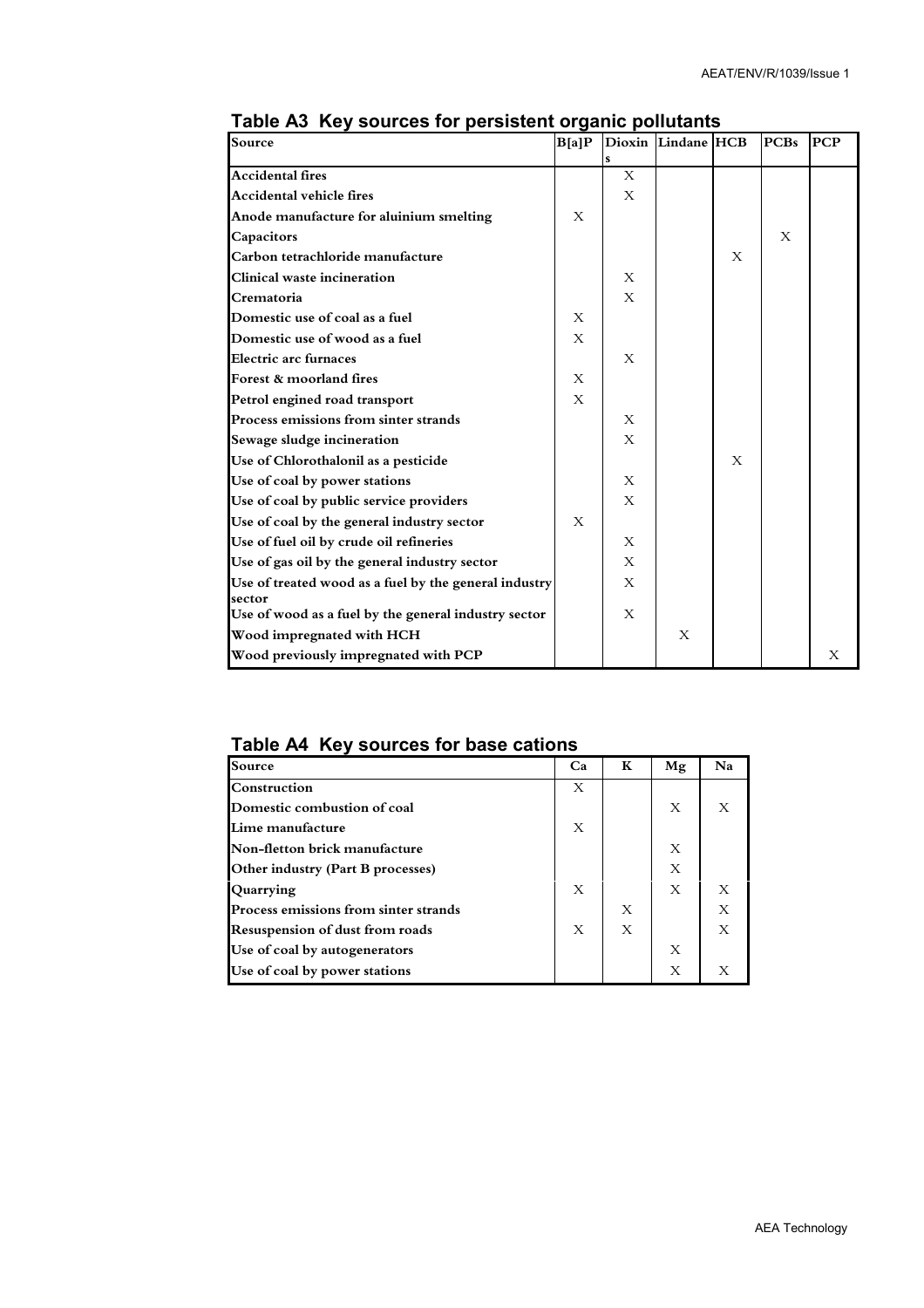## Table A3 Key sources for persistent organic pollutants

| Source | B[a]P | Dioxins | Lindane | HCB | PCBs | PCP |
|---|---|---|---|---|---|---|
| Accidental fires | | X | | | | |
| Accidental vehicle fires | | X | | | | |
| Anode manufacture for aluinium smelting | X | | | | | |
| Capacitors | | | | | X | |
| Carbon tetrachloride manufacture | | | | X | | |
| Clinical waste incineration | | X | | | | |
| Crematoria | | X | | | | |
| Domestic use of coal as a fuel | X | | | | | |
| Domestic use of wood as a fuel | X | | | | | |
| Electric arc furnaces | | X | | | | |
| Forest & moorland fires | X | | | | | |
| Petrol engined road transport | X | | | | | |
| Process emissions from sinter strands | | X | | | | |
| Sewage sludge incineration | | X | | | | |
| Use of Chlorothalonil as a pesticide | | | | X | | |
| Use of coal by power stations | | X | | | | |
| Use of coal by public service providers | | X | | | | |
| Use of coal by the general industry sector | X | | | | | |
| Use of fuel oil by crude oil refineries | | X | | | | |
| Use of gas oil by the general industry sector | | X | | | | |
| Use of treated wood as a fuel by the general industry sector | | X | | | | |
| Use of wood as a fuel by the general industry sector | | X | | | | |
| Wood impregnated with HCH | | | X | | | |
| Wood previously impregnated with PCP | | | | | | X |

## Table A4 Key sources for base cations

| Source | Ca | K | Mg | Na |
|---|---|---|---|---|
| Construction | X | | | |
| Domestic combustion of coal | | | X | X |
| Lime manufacture | X | | | |
| Non-fletton brick manufacture | | | X | |
| Other industry (Part B processes) | | | X | |
| Quarrying | X | | X | X |
| Process emissions from sinter strands | | X | | X |
| Resuspension of dust from roads | X | X | | X |
| Use of coal by autogenerators | | | X | |
| Use of coal by power stations | | | X | X |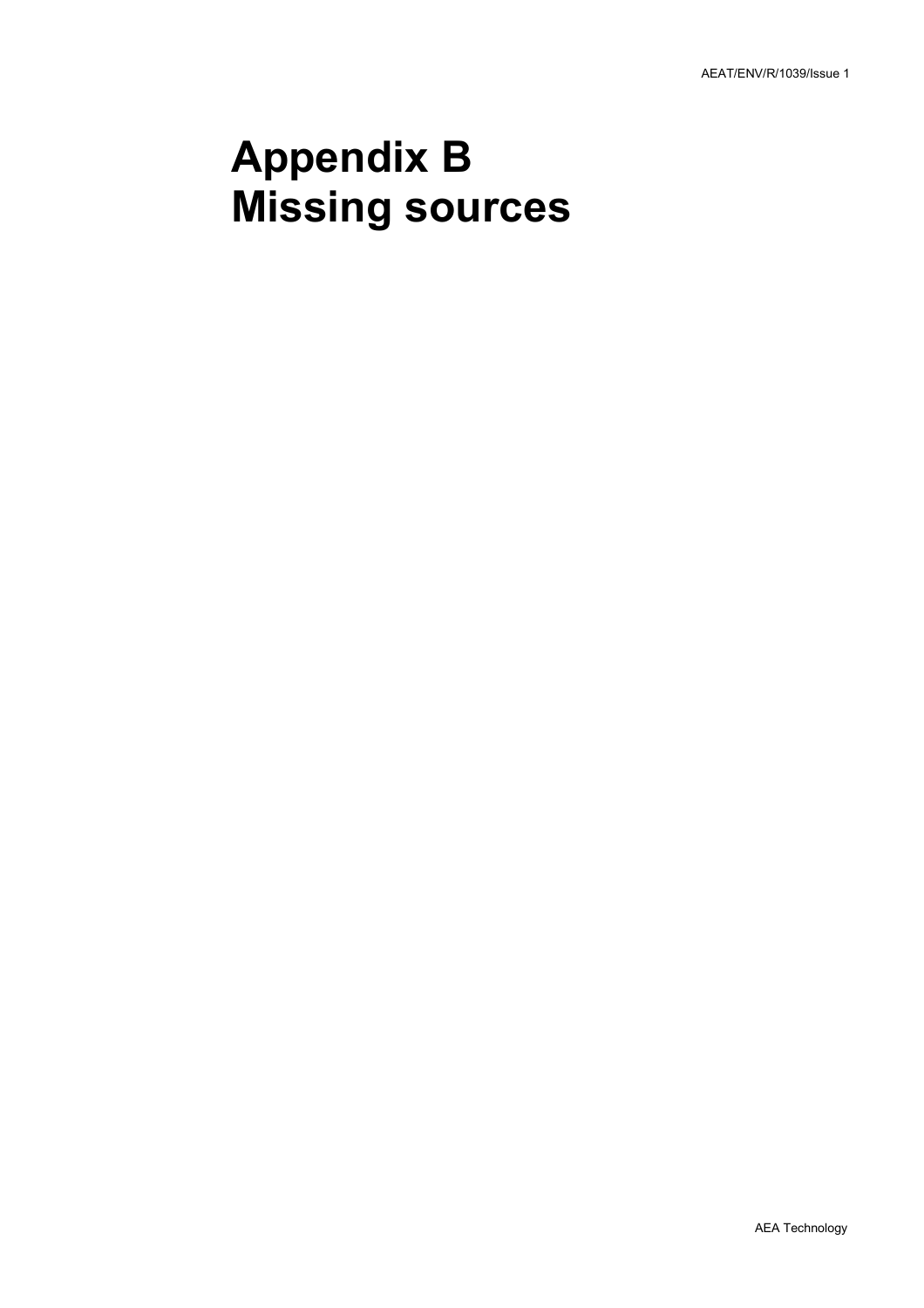# Appendix B
# Missing sources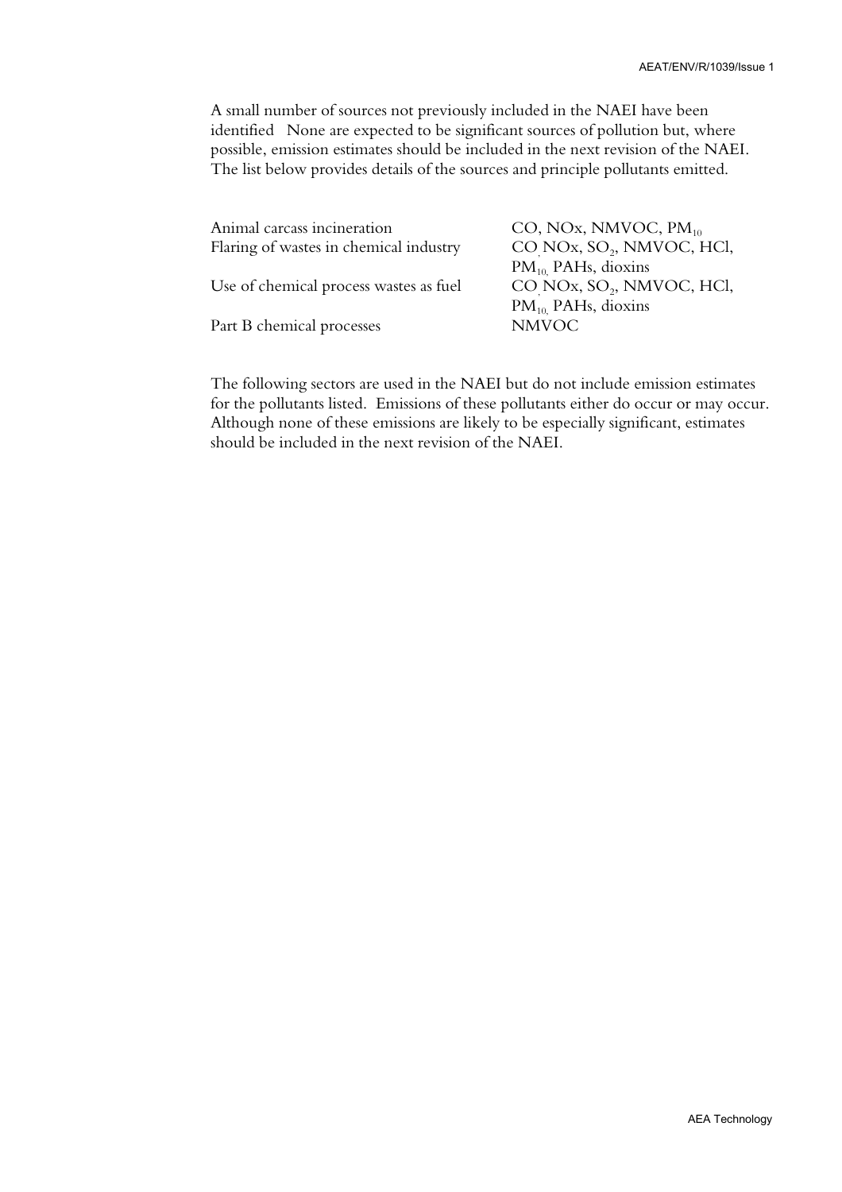A small number of sources not previously included in the NAEI have been identified   None are expected to be significant sources of pollution but, where possible, emission estimates should be included in the next revision of the NAEI. The list below provides details of the sources and principle pollutants emitted.

| | |
|---|---|
| Animal carcass incineration | CO, NOx, NMVOC, $PM_{10}$ |
| Flaring of wastes in chemical industry | CO, NOx, $SO_2$, NMVOC, HCl, $PM_{10}$, PAHs, dioxins |
| Use of chemical process wastes as fuel | CO, NOx, $SO_2$, NMVOC, HCl, $PM_{10}$, PAHs, dioxins |
| Part B chemical processes | NMVOC |

The following sectors are used in the NAEI but do not include emission estimates for the pollutants listed.  Emissions of these pollutants either do occur or may occur. Although none of these emissions are likely to be especially significant, estimates should be included in the next revision of the NAEI.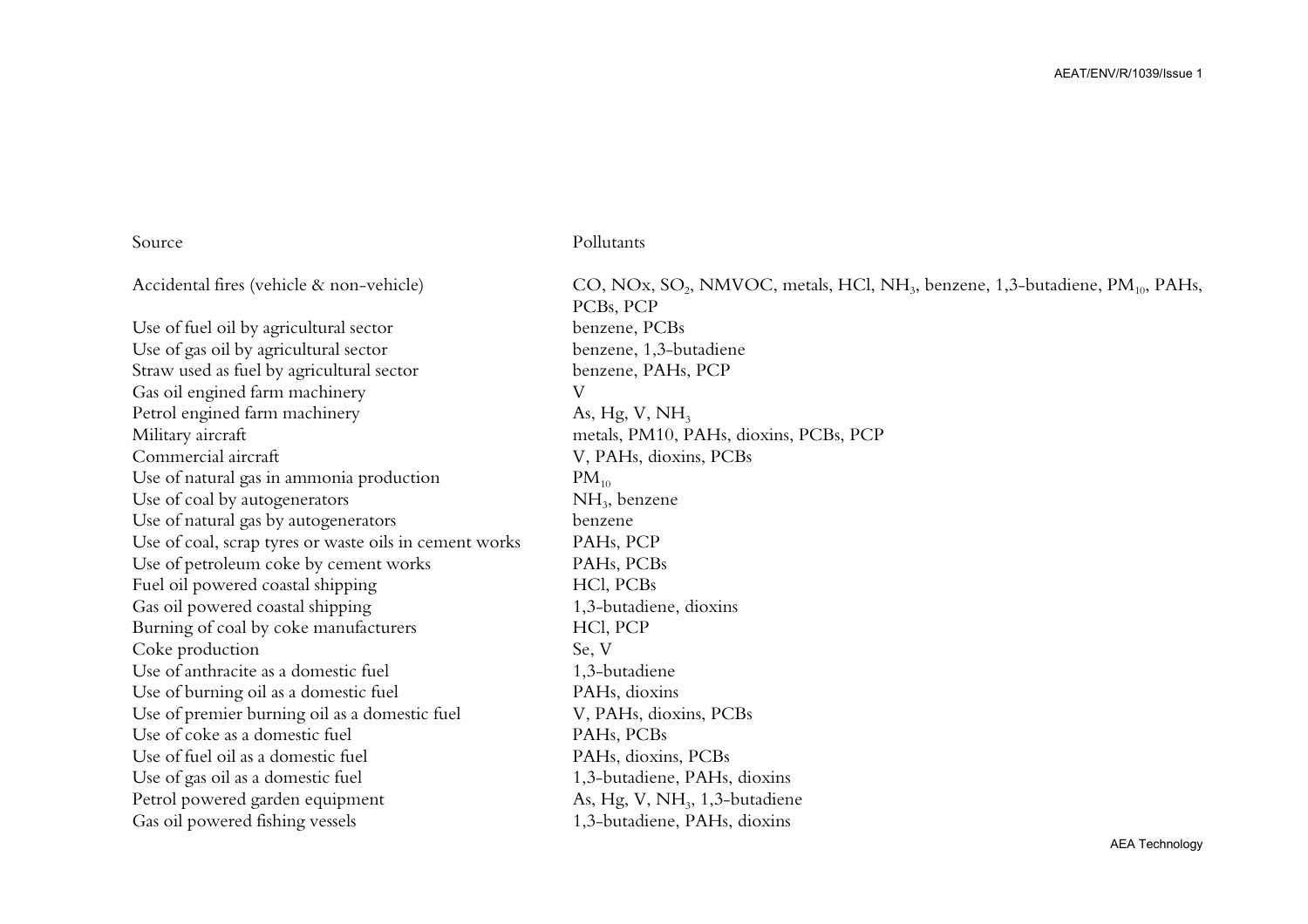| Source | Pollutants |
| --- | --- |
| Accidental fires (vehicle & non-vehicle) | CO, NOx, $SO_2$, NMVOC, metals, HCl, $NH_3$, benzene, 1,3-butadiene, $PM_{10}$, PAHs, PCBs, PCP |
| Use of fuel oil by agricultural sector | benzene, PCBs |
| Use of gas oil by agricultural sector | benzene, 1,3-butadiene |
| Straw used as fuel by agricultural sector | benzene, PAHs, PCP |
| Gas oil engined farm machinery | V |
| Petrol engined farm machinery | As, Hg, V, $NH_3$ |
| Military aircraft | metals, PM10, PAHs, dioxins, PCBs, PCP |
| Commercial aircraft | V, PAHs, dioxins, PCBs |
| Use of natural gas in ammonia production | $PM_{10}$ |
| Use of coal by autogenerators | $NH_3$, benzene |
| Use of natural gas by autogenerators | benzene |
| Use of coal, scrap tyres or waste oils in cement works | PAHs, PCP |
| Use of petroleum coke by cement works | PAHs, PCBs |
| Fuel oil powered coastal shipping | HCl, PCBs |
| Gas oil powered coastal shipping | 1,3-butadiene, dioxins |
| Burning of coal by coke manufacturers | HCl, PCP |
| Coke production | Se, V |
| Use of anthracite as a domestic fuel | 1,3-butadiene |
| Use of burning oil as a domestic fuel | PAHs, dioxins |
| Use of premier burning oil as a domestic fuel | V, PAHs, dioxins, PCBs |
| Use of coke as a domestic fuel | PAHs, PCBs |
| Use of fuel oil as a domestic fuel | PAHs, dioxins, PCBs |
| Use of gas oil as a domestic fuel | 1,3-butadiene, PAHs, dioxins |
| Petrol powered garden equipment | As, Hg, V, $NH_3$, 1,3-butadiene |
| Gas oil powered fishing vessels | 1,3-butadiene, PAHs, dioxins |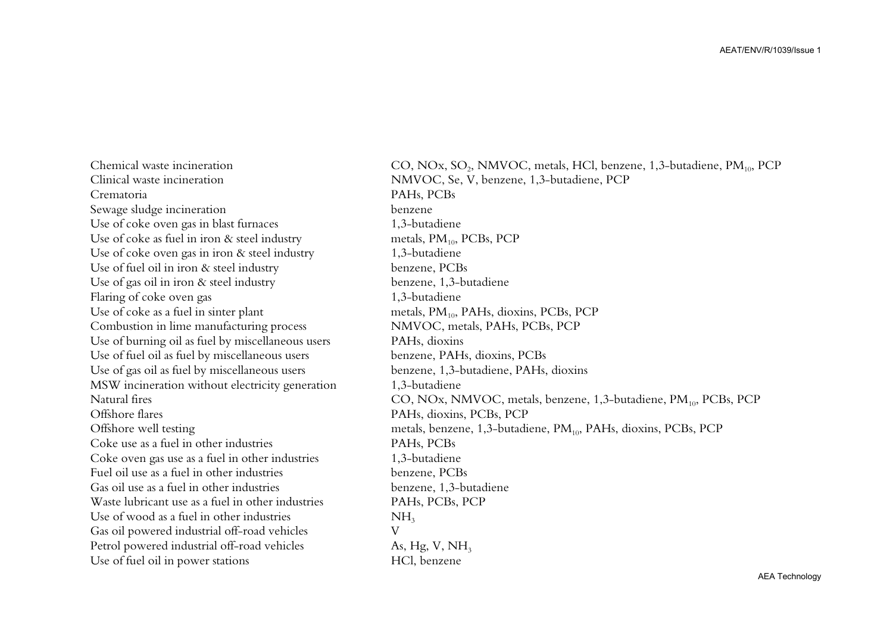| | |
|---|---|
| Chemical waste incineration | CO, NOx, $SO_2$, NMVOC, metals, HCl, benzene, 1,3-butadiene, $PM_{10}$, PCP |
| Clinical waste incineration | NMVOC, Se, V, benzene, 1,3-butadiene, PCP |
| Crematoria | PAHs, PCBs |
| Sewage sludge incineration | benzene |
| Use of coke oven gas in blast furnaces | 1,3-butadiene |
| Use of coke as fuel in iron & steel industry | metals, $PM_{10}$, PCBs, PCP |
| Use of coke oven gas in iron & steel industry | 1,3-butadiene |
| Use of fuel oil in iron & steel industry | benzene, PCBs |
| Use of gas oil in iron & steel industry | benzene, 1,3-butadiene |
| Flaring of coke oven gas | 1,3-butadiene |
| Use of coke as a fuel in sinter plant | metals, $PM_{10}$, PAHs, dioxins, PCBs, PCP |
| Combustion in lime manufacturing process | NMVOC, metals, PAHs, PCBs, PCP |
| Use of burning oil as fuel by miscellaneous users | PAHs, dioxins |
| Use of fuel oil as fuel by miscellaneous users | benzene, PAHs, dioxins, PCBs |
| Use of gas oil as fuel by miscellaneous users | benzene, 1,3-butadiene, PAHs, dioxins |
| MSW incineration without electricity generation | 1,3-butadiene |
| Natural fires | CO, NOx, NMVOC, metals, benzene, 1,3-butadiene, $PM_{10}$, PCBs, PCP |
| Offshore flares | PAHs, dioxins, PCBs, PCP |
| Offshore well testing | metals, benzene, 1,3-butadiene, $PM_{10}$, PAHs, dioxins, PCBs, PCP |
| Coke use as a fuel in other industries | PAHs, PCBs |
| Coke oven gas use as a fuel in other industries | 1,3-butadiene |
| Fuel oil use as a fuel in other industries | benzene, PCBs |
| Gas oil use as a fuel in other industries | benzene, 1,3-butadiene |
| Waste lubricant use as a fuel in other industries | PAHs, PCBs, PCP |
| Use of wood as a fuel in other industries | $NH_3$ |
| Gas oil powered industrial off-road vehicles | V |
| Petrol powered industrial off-road vehicles | As, Hg, V, $NH_3$ |
| Use of fuel oil in power stations | HCl, benzene |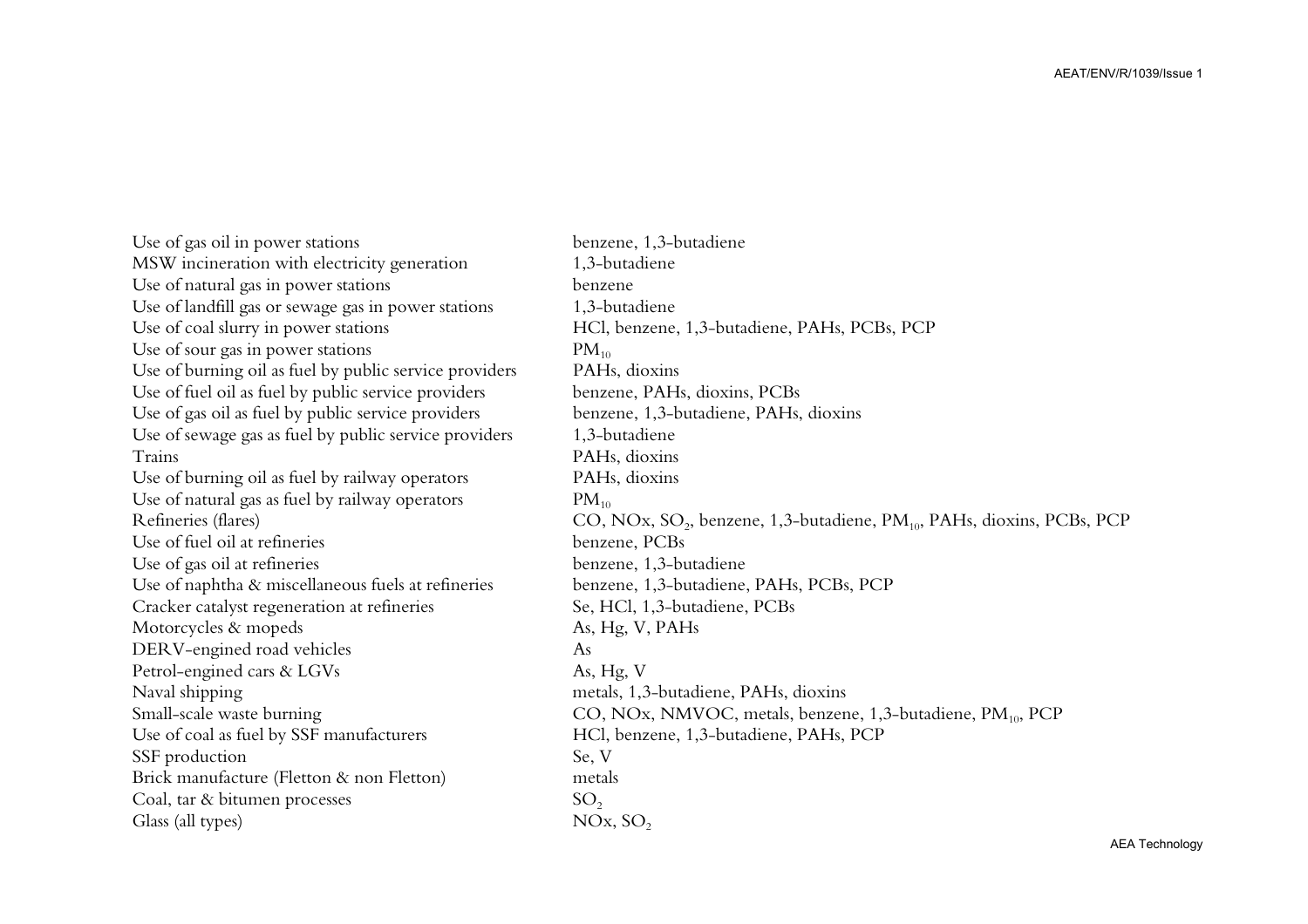| | |
|---|---|
| Use of gas oil in power stations | benzene, 1,3-butadiene |
| MSW incineration with electricity generation | 1,3-butadiene |
| Use of natural gas in power stations | benzene |
| Use of landfill gas or sewage gas in power stations | 1,3-butadiene |
| Use of coal slurry in power stations | HCl, benzene, 1,3-butadiene, PAHs, PCBs, PCP |
| Use of sour gas in power stations | $PM_{10}$ |
| Use of burning oil as fuel by public service providers | PAHs, dioxins |
| Use of fuel oil as fuel by public service providers | benzene, PAHs, dioxins, PCBs |
| Use of gas oil as fuel by public service providers | benzene, 1,3-butadiene, PAHs, dioxins |
| Use of sewage gas as fuel by public service providers | 1,3-butadiene |
| Trains | PAHs, dioxins |
| Use of burning oil as fuel by railway operators | PAHs, dioxins |
| Use of natural gas as fuel by railway operators | $PM_{10}$ |
| Refineries (flares) | CO, NOx, $SO_2$, benzene, 1,3-butadiene, $PM_{10}$, PAHs, dioxins, PCBs, PCP |
| Use of fuel oil at refineries | benzene, PCBs |
| Use of gas oil at refineries | benzene, 1,3-butadiene |
| Use of naphtha & miscellaneous fuels at refineries | benzene, 1,3-butadiene, PAHs, PCBs, PCP |
| Cracker catalyst regeneration at refineries | Se, HCl, 1,3-butadiene, PCBs |
| Motorcycles & mopeds | As, Hg, V, PAHs |
| DERV-engined road vehicles | As |
| Petrol-engined cars & LGVs | As, Hg, V |
| Naval shipping | metals, 1,3-butadiene, PAHs, dioxins |
| Small-scale waste burning | CO, NOx, NMVOC, metals, benzene, 1,3-butadiene, $PM_{10}$, PCP |
| Use of coal as fuel by SSF manufacturers | HCl, benzene, 1,3-butadiene, PAHs, PCP |
| SSF production | Se, V |
| Brick manufacture (Fletton & non Fletton) | metals |
| Coal, tar & bitumen processes | $SO_2$ |
| Glass (all types) | NOx, $SO_2$ |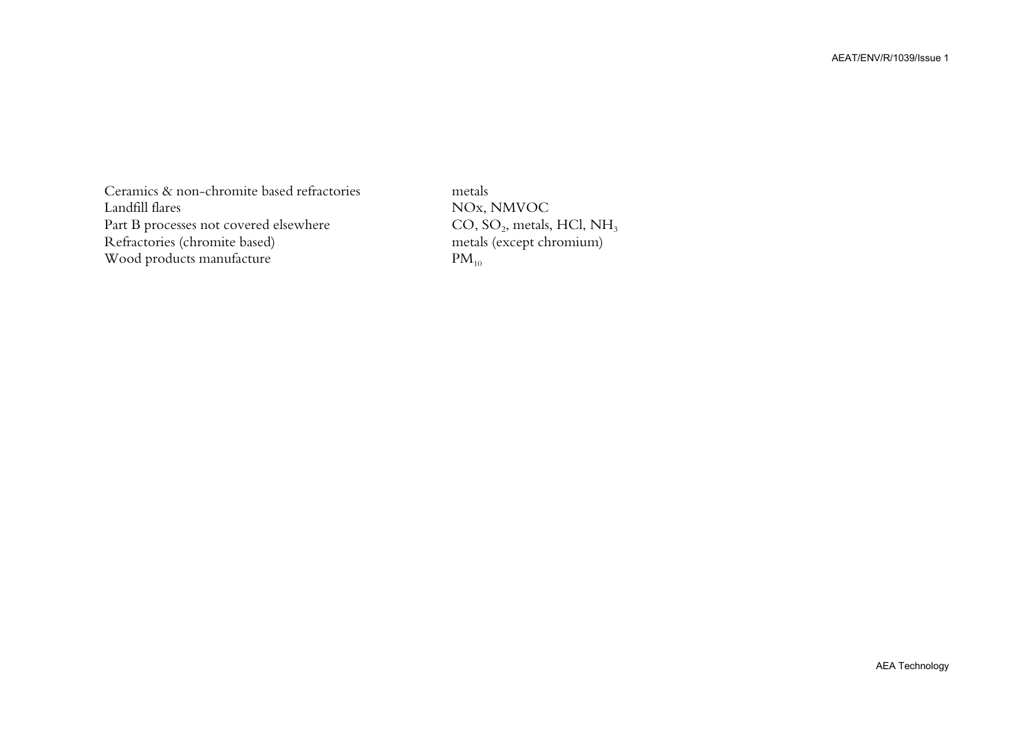| | |
|---|---|
| Ceramics & non-chromite based refractories | metals |
| Landfill flares | NOx, NMVOC |
| Part B processes not covered elsewhere | CO, $SO_2$, metals, HCl, $NH_3$ |
| Refractories (chromite based) | metals (except chromium) |
| Wood products manufacture | $PM_{10}$ |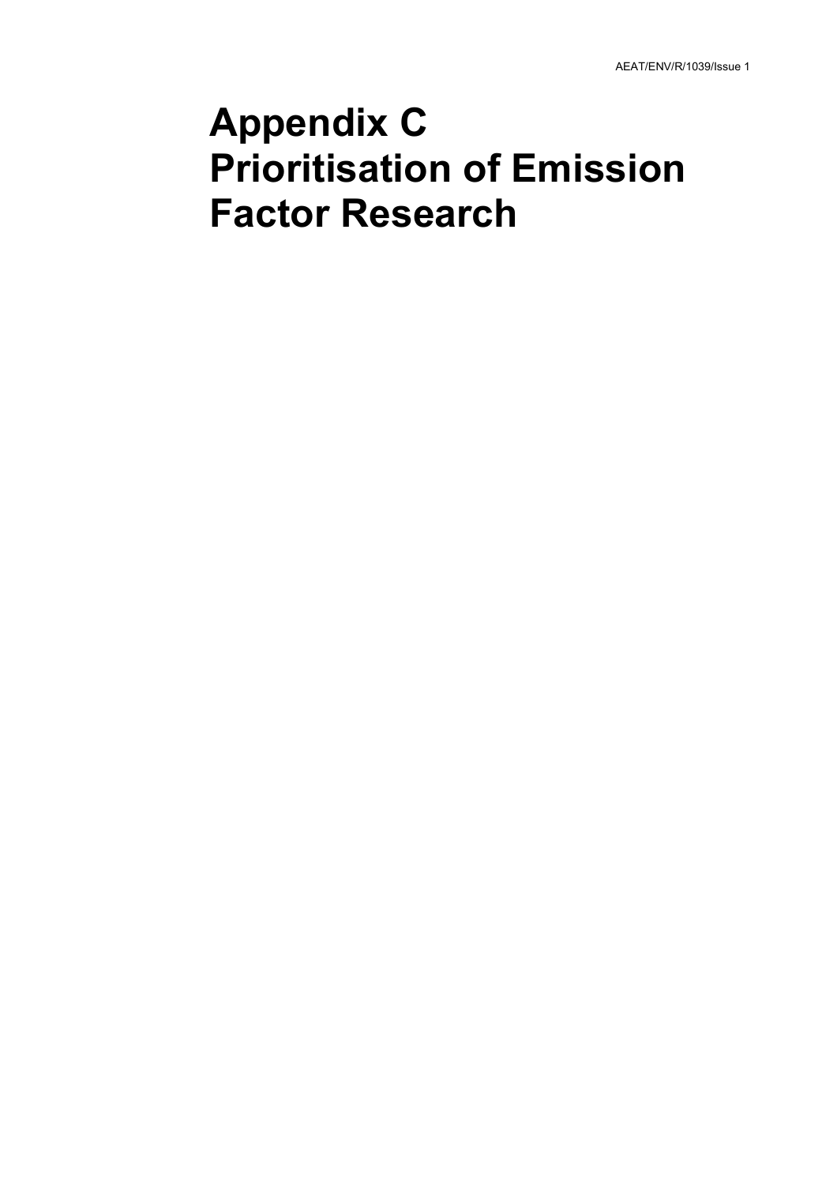# Appendix C Prioritisation of Emission Factor Research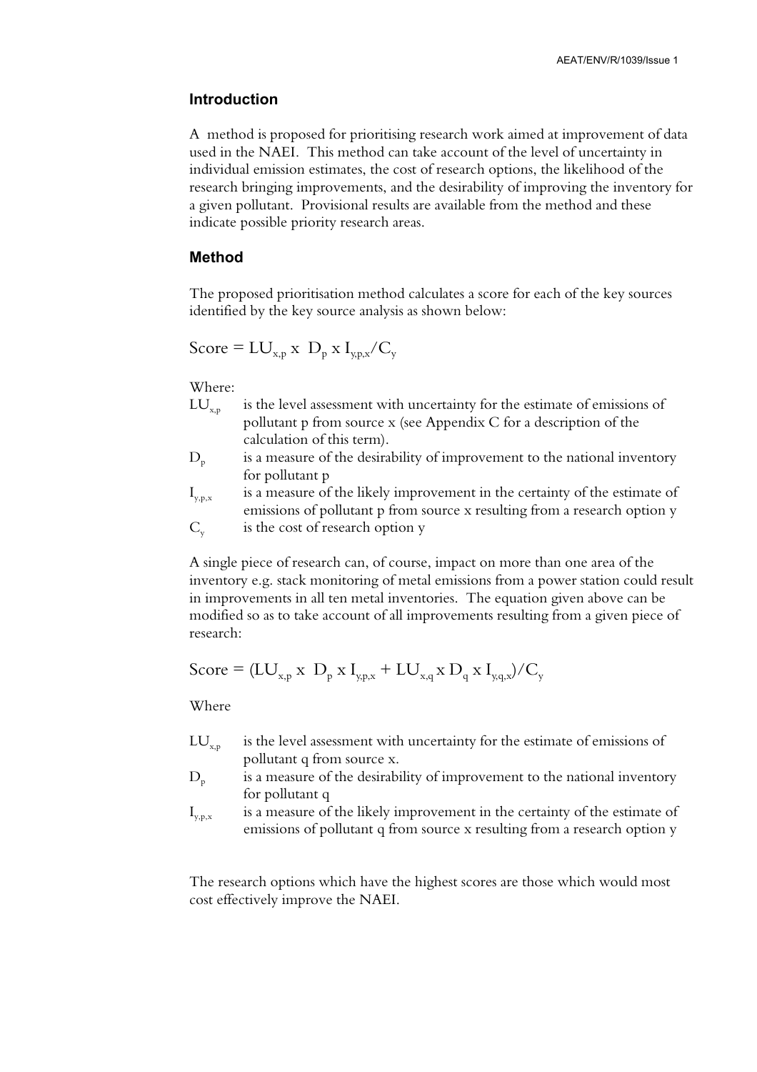## Introduction

A method is proposed for prioritising research work aimed at improvement of data used in the NAEI. This method can take account of the level of uncertainty in individual emission estimates, the cost of research options, the likelihood of the research bringing improvements, and the desirability of improving the inventory for a given pollutant. Provisional results are available from the method and these indicate possible priority research areas.

## Method

The proposed prioritisation method calculates a score for each of the key sources identified by the key source analysis as shown below:

$$\text{Score} = LU_{x,p} \times D_p \times I_{y,p,x} / C_y$$

Where:

- $LU_{x,p}$ is the level assessment with uncertainty for the estimate of emissions of pollutant p from source x (see Appendix C for a description of the calculation of this term).
- $D_p$ is a measure of the desirability of improvement to the national inventory for pollutant p
- $I_{y,p,x}$ is a measure of the likely improvement in the certainty of the estimate of emissions of pollutant p from source x resulting from a research option y
- $C_y$ is the cost of research option y

A single piece of research can, of course, impact on more than one area of the inventory e.g. stack monitoring of metal emissions from a power station could result in improvements in all ten metal inventories. The equation given above can be modified so as to take account of all improvements resulting from a given piece of research:

$$\text{Score} = (LU_{x,p} \times D_p \times I_{y,p,x} + LU_{x,q} \times D_q \times I_{y,q,x}) / C_y$$

Where

- $LU_{x,p}$ is the level assessment with uncertainty for the estimate of emissions of pollutant q from source x.
- $D_p$ is a measure of the desirability of improvement to the national inventory for pollutant q
- $I_{y,p,x}$ is a measure of the likely improvement in the certainty of the estimate of emissions of pollutant q from source x resulting from a research option y

The research options which have the highest scores are those which would most cost effectively improve the NAEI.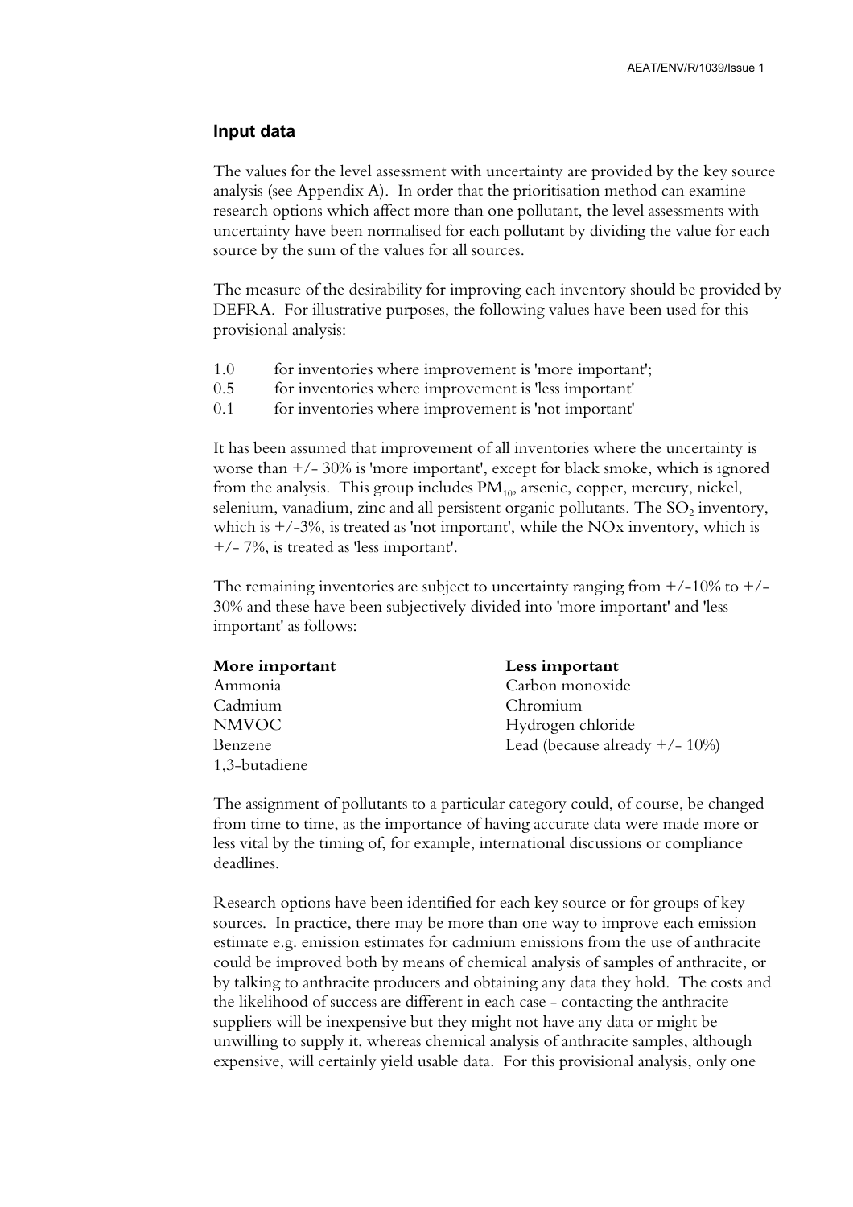## Input data

The values for the level assessment with uncertainty are provided by the key source analysis (see Appendix A). In order that the prioritisation method can examine research options which affect more than one pollutant, the level assessments with uncertainty have been normalised for each pollutant by dividing the value for each source by the sum of the values for all sources.

The measure of the desirability for improving each inventory should be provided by DEFRA. For illustrative purposes, the following values have been used for this provisional analysis:

- 1.0 for inventories where improvement is 'more important';
- 0.5 for inventories where improvement is 'less important'
- 0.1 for inventories where improvement is 'not important'

It has been assumed that improvement of all inventories where the uncertainty is worse than +/- 30% is 'more important', except for black smoke, which is ignored from the analysis. This group includes $PM_{10}$, arsenic, copper, mercury, nickel, selenium, vanadium, zinc and all persistent organic pollutants. The $SO_2$ inventory, which is +/-3%, is treated as 'not important', while the NOx inventory, which is +/- 7%, is treated as 'less important'.

The remaining inventories are subject to uncertainty ranging from +/-10% to +/-30% and these have been subjectively divided into 'more important' and 'less important' as follows:

| **More important** | **Less important** |
|---|---|
| Ammonia | Carbon monoxide |
| Cadmium | Chromium |
| NMVOC | Hydrogen chloride |
| Benzene | Lead (because already +/- 10%) |
| 1,3-butadiene | |

The assignment of pollutants to a particular category could, of course, be changed from time to time, as the importance of having accurate data were made more or less vital by the timing of, for example, international discussions or compliance deadlines.

Research options have been identified for each key source or for groups of key sources. In practice, there may be more than one way to improve each emission estimate e.g. emission estimates for cadmium emissions from the use of anthracite could be improved both by means of chemical analysis of samples of anthracite, or by talking to anthracite producers and obtaining any data they hold. The costs and the likelihood of success are different in each case - contacting the anthracite suppliers will be inexpensive but they might not have any data or might be unwilling to supply it, whereas chemical analysis of anthracite samples, although expensive, will certainly yield usable data. For this provisional analysis, only one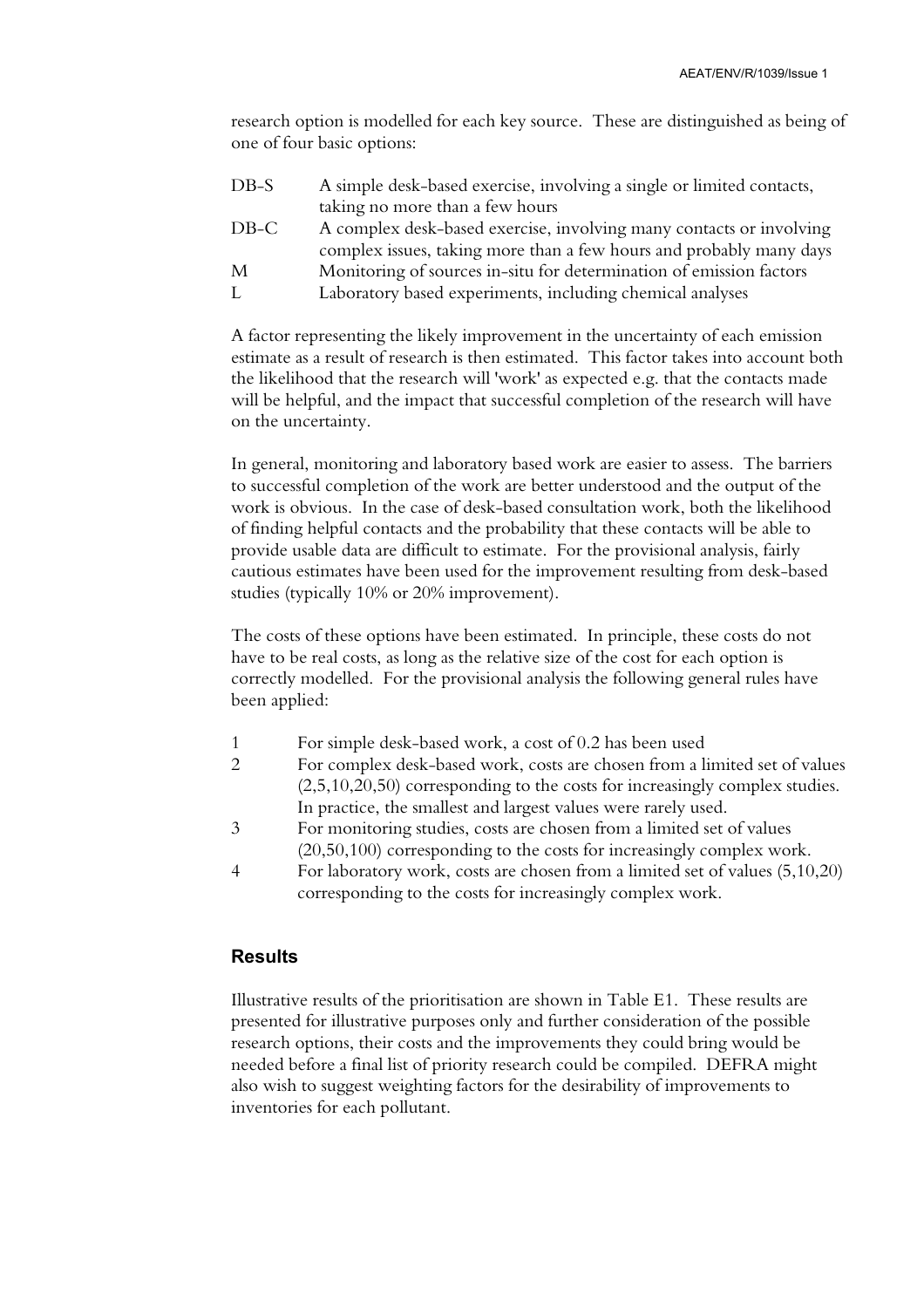research option is modelled for each key source. These are distinguished as being of one of four basic options:

| | |
|---|---|
| DB-S | A simple desk-based exercise, involving a single or limited contacts, taking no more than a few hours |
| DB-C | A complex desk-based exercise, involving many contacts or involving complex issues, taking more than a few hours and probably many days |
| M | Monitoring of sources in-situ for determination of emission factors |
| L | Laboratory based experiments, including chemical analyses |

A factor representing the likely improvement in the uncertainty of each emission estimate as a result of research is then estimated. This factor takes into account both the likelihood that the research will 'work' as expected e.g. that the contacts made will be helpful, and the impact that successful completion of the research will have on the uncertainty.

In general, monitoring and laboratory based work are easier to assess. The barriers to successful completion of the work are better understood and the output of the work is obvious. In the case of desk-based consultation work, both the likelihood of finding helpful contacts and the probability that these contacts will be able to provide usable data are difficult to estimate. For the provisional analysis, fairly cautious estimates have been used for the improvement resulting from desk-based studies (typically 10% or 20% improvement).

The costs of these options have been estimated. In principle, these costs do not have to be real costs, as long as the relative size of the cost for each option is correctly modelled. For the provisional analysis the following general rules have been applied:

1. For simple desk-based work, a cost of 0.2 has been used
2. For complex desk-based work, costs are chosen from a limited set of values (2,5,10,20,50) corresponding to the costs for increasingly complex studies. In practice, the smallest and largest values were rarely used.
3. For monitoring studies, costs are chosen from a limited set of values (20,50,100) corresponding to the costs for increasingly complex work.
4. For laboratory work, costs are chosen from a limited set of values (5,10,20) corresponding to the costs for increasingly complex work.

## Results

Illustrative results of the prioritisation are shown in Table E1. These results are presented for illustrative purposes only and further consideration of the possible research options, their costs and the improvements they could bring would be needed before a final list of priority research could be compiled. DEFRA might also wish to suggest weighting factors for the desirability of improvements to inventories for each pollutant.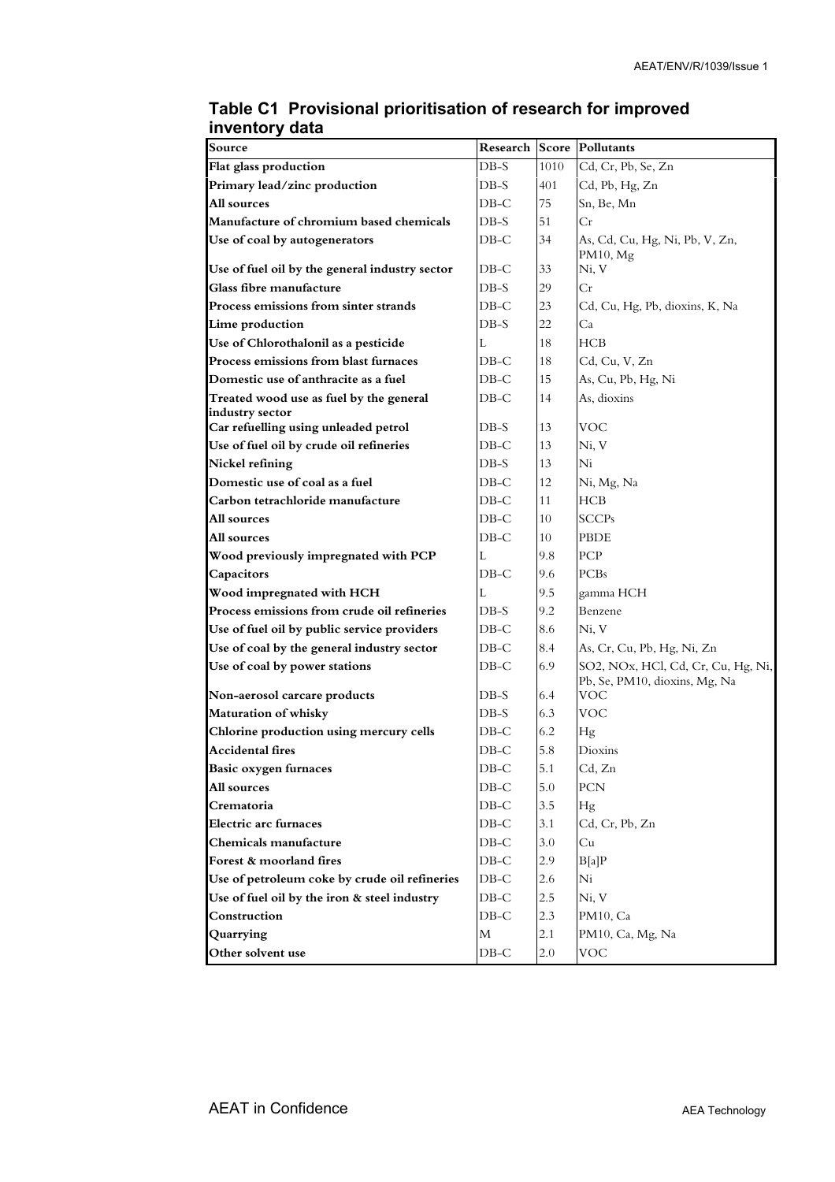## Table C1 Provisional prioritisation of research for improved inventory data

| Source | Research | Score | Pollutants |
|---|---|---|---|
| **Flat glass production** | DB-S | 1010 | Cd, Cr, Pb, Se, Zn |
| **Primary lead/zinc production** | DB-S | 401 | Cd, Pb, Hg, Zn |
| **All sources** | DB-C | 75 | Sn, Be, Mn |
| **Manufacture of chromium based chemicals** | DB-S | 51 | Cr |
| **Use of coal by autogenerators** | DB-C | 34 | As, Cd, Cu, Hg, Ni, Pb, V, Zn, PM10, Mg |
| **Use of fuel oil by the general industry sector** | DB-C | 33 | Ni, V |
| **Glass fibre manufacture** | DB-S | 29 | Cr |
| **Process emissions from sinter strands** | DB-C | 23 | Cd, Cu, Hg, Pb, dioxins, K, Na |
| **Lime production** | DB-S | 22 | Ca |
| **Use of Chlorothalonil as a pesticide** | L | 18 | HCB |
| **Process emissions from blast furnaces** | DB-C | 18 | Cd, Cu, V, Zn |
| **Domestic use of anthracite as a fuel** | DB-C | 15 | As, Cu, Pb, Hg, Ni |
| **Treated wood use as fuel by the general industry sector** | DB-C | 14 | As, dioxins |
| **Car refuelling using unleaded petrol** | DB-S | 13 | VOC |
| **Use of fuel oil by crude oil refineries** | DB-C | 13 | Ni, V |
| **Nickel refining** | DB-S | 13 | Ni |
| **Domestic use of coal as a fuel** | DB-C | 12 | Ni, Mg, Na |
| **Carbon tetrachloride manufacture** | DB-C | 11 | HCB |
| **All sources** | DB-C | 10 | SCCPs |
| **All sources** | DB-C | 10 | PBDE |
| **Wood previously impregnated with PCP** | L | 9.8 | PCP |
| **Capacitors** | DB-C | 9.6 | PCBs |
| **Wood impregnated with HCH** | L | 9.5 | gamma HCH |
| **Process emissions from crude oil refineries** | DB-S | 9.2 | Benzene |
| **Use of fuel oil by public service providers** | DB-C | 8.6 | Ni, V |
| **Use of coal by the general industry sector** | DB-C | 8.4 | As, Cr, Cu, Pb, Hg, Ni, Zn |
| **Use of coal by power stations** | DB-C | 6.9 | SO2, NOx, HCl, Cd, Cr, Cu, Hg, Ni, Pb, Se, PM10, dioxins, Mg, Na |
| **Non-aerosol carcare products** | DB-S | 6.4 | VOC |
| **Maturation of whisky** | DB-S | 6.3 | VOC |
| **Chlorine production using mercury cells** | DB-C | 6.2 | Hg |
| **Accidental fires** | DB-C | 5.8 | Dioxins |
| **Basic oxygen furnaces** | DB-C | 5.1 | Cd, Zn |
| **All sources** | DB-C | 5.0 | PCN |
| **Crematoria** | DB-C | 3.5 | Hg |
| **Electric arc furnaces** | DB-C | 3.1 | Cd, Cr, Pb, Zn |
| **Chemicals manufacture** | DB-C | 3.0 | Cu |
| **Forest & moorland fires** | DB-C | 2.9 | B[a]P |
| **Use of petroleum coke by crude oil refineries** | DB-C | 2.6 | Ni |
| **Use of fuel oil by the iron & steel industry** | DB-C | 2.5 | Ni, V |
| **Construction** | DB-C | 2.3 | PM10, Ca |
| **Quarrying** | M | 2.1 | PM10, Ca, Mg, Na |
| **Other solvent use** | DB-C | 2.0 | VOC |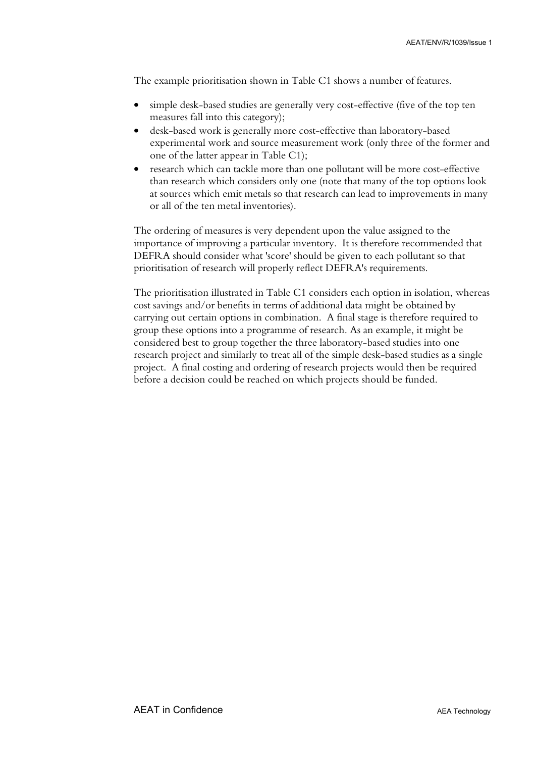The example prioritisation shown in Table C1 shows a number of features.

- simple desk-based studies are generally very cost-effective (five of the top ten measures fall into this category);
- desk-based work is generally more cost-effective than laboratory-based experimental work and source measurement work (only three of the former and one of the latter appear in Table C1);
- research which can tackle more than one pollutant will be more cost-effective than research which considers only one (note that many of the top options look at sources which emit metals so that research can lead to improvements in many or all of the ten metal inventories).

The ordering of measures is very dependent upon the value assigned to the importance of improving a particular inventory. It is therefore recommended that DEFRA should consider what 'score' should be given to each pollutant so that prioritisation of research will properly reflect DEFRA's requirements.

The prioritisation illustrated in Table C1 considers each option in isolation, whereas cost savings and/or benefits in terms of additional data might be obtained by carrying out certain options in combination. A final stage is therefore required to group these options into a programme of research. As an example, it might be considered best to group together the three laboratory-based studies into one research project and similarly to treat all of the simple desk-based studies as a single project. A final costing and ordering of research projects would then be required before a decision could be reached on which projects should be funded.